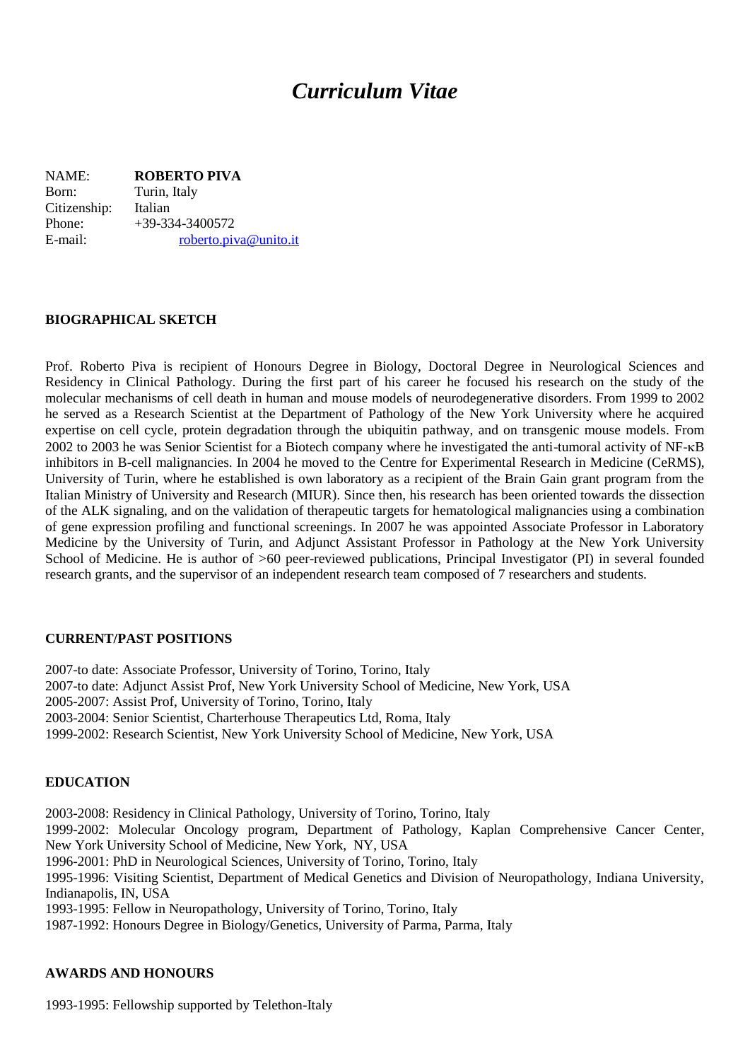# *Curriculum Vitae*

NAME: **ROBERTO PIVA**
Born: Turin, Italy
Citizenship: Italian
Phone: +39-334-3400572
E-mail: roberto.piva@unito.it

## BIOGRAPHICAL SKETCH

Prof. Roberto Piva is recipient of Honours Degree in Biology, Doctoral Degree in Neurological Sciences and Residency in Clinical Pathology. During the first part of his career he focused his research on the study of the molecular mechanisms of cell death in human and mouse models of neurodegenerative disorders. From 1999 to 2002 he served as a Research Scientist at the Department of Pathology of the New York University where he acquired expertise on cell cycle, protein degradation through the ubiquitin pathway, and on transgenic mouse models. From 2002 to 2003 he was Senior Scientist for a Biotech company where he investigated the anti-tumoral activity of NF-κB inhibitors in B-cell malignancies. In 2004 he moved to the Centre for Experimental Research in Medicine (CeRMS), University of Turin, where he established is own laboratory as a recipient of the Brain Gain grant program from the Italian Ministry of University and Research (MIUR). Since then, his research has been oriented towards the dissection of the ALK signaling, and on the validation of therapeutic targets for hematological malignancies using a combination of gene expression profiling and functional screenings. In 2007 he was appointed Associate Professor in Laboratory Medicine by the University of Turin, and Adjunct Assistant Professor in Pathology at the New York University School of Medicine. He is author of >60 peer-reviewed publications, Principal Investigator (PI) in several founded research grants, and the supervisor of an independent research team composed of 7 researchers and students.

## CURRENT/PAST POSITIONS

2007-to date: Associate Professor, University of Torino, Torino, Italy
2007-to date: Adjunct Assist Prof, New York University School of Medicine, New York, USA
2005-2007: Assist Prof, University of Torino, Torino, Italy
2003-2004: Senior Scientist, Charterhouse Therapeutics Ltd, Roma, Italy
1999-2002: Research Scientist, New York University School of Medicine, New York, USA

## EDUCATION

2003-2008: Residency in Clinical Pathology, University of Torino, Torino, Italy
1999-2002: Molecular Oncology program, Department of Pathology, Kaplan Comprehensive Cancer Center, New York University School of Medicine, New York, NY, USA
1996-2001: PhD in Neurological Sciences, University of Torino, Torino, Italy
1995-1996: Visiting Scientist, Department of Medical Genetics and Division of Neuropathology, Indiana University, Indianapolis, IN, USA
1993-1995: Fellow in Neuropathology, University of Torino, Torino, Italy
1987-1992: Honours Degree in Biology/Genetics, University of Parma, Parma, Italy

## AWARDS AND HONOURS

1993-1995: Fellowship supported by Telethon-Italy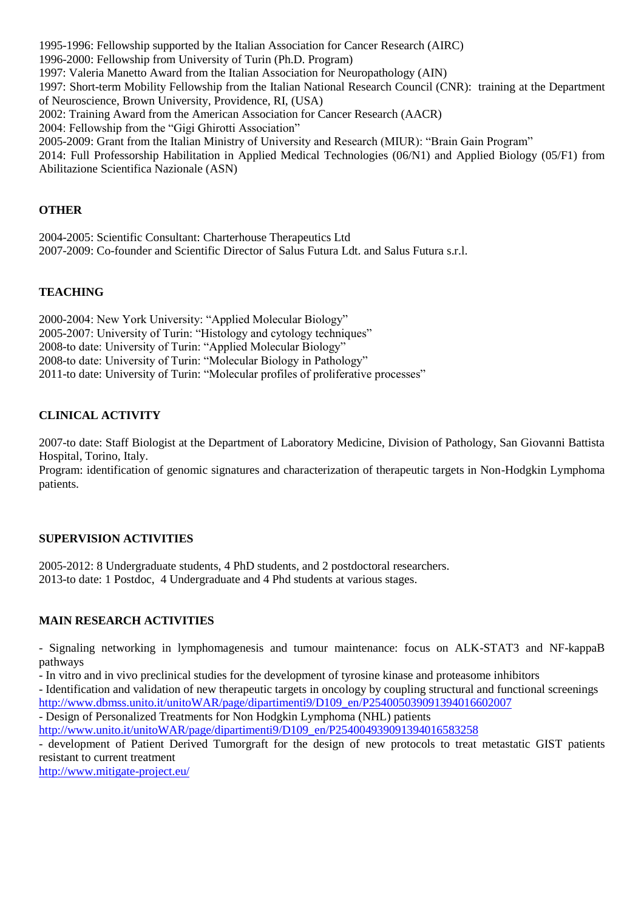1995-1996: Fellowship supported by the Italian Association for Cancer Research (AIRC)
1996-2000: Fellowship from University of Turin (Ph.D. Program)
1997: Valeria Manetto Award from the Italian Association for Neuropathology (AIN)
1997: Short-term Mobility Fellowship from the Italian National Research Council (CNR): training at the Department of Neuroscience, Brown University, Providence, RI, (USA)
2002: Training Award from the American Association for Cancer Research (AACR)
2004: Fellowship from the "Gigi Ghirotti Association"
2005-2009: Grant from the Italian Ministry of University and Research (MIUR): "Brain Gain Program"
2014: Full Professorship Habilitation in Applied Medical Technologies (06/N1) and Applied Biology (05/F1) from Abilitazione Scientifica Nazionale (ASN)

**OTHER**

2004-2005: Scientific Consultant: Charterhouse Therapeutics Ltd
2007-2009: Co-founder and Scientific Director of Salus Futura Ldt. and Salus Futura s.r.l.

**TEACHING**

2000-2004: New York University: "Applied Molecular Biology"
2005-2007: University of Turin: "Histology and cytology techniques"
2008-to date: University of Turin: "Applied Molecular Biology"
2008-to date: University of Turin: "Molecular Biology in Pathology"
2011-to date: University of Turin: "Molecular profiles of proliferative processes"

**CLINICAL ACTIVITY**

2007-to date: Staff Biologist at the Department of Laboratory Medicine, Division of Pathology, San Giovanni Battista Hospital, Torino, Italy.
Program: identification of genomic signatures and characterization of therapeutic targets in Non-Hodgkin Lymphoma patients.

**SUPERVISION ACTIVITIES**

2005-2012: 8 Undergraduate students, 4 PhD students, and 2 postdoctoral researchers.
2013-to date: 1 Postdoc, 4 Undergraduate and 4 Phd students at various stages.

**MAIN RESEARCH ACTIVITIES**

- Signaling networking in lymphomagenesis and tumour maintenance: focus on ALK-STAT3 and NF-kappaB pathways
- In vitro and in vivo preclinical studies for the development of tyrosine kinase and proteasome inhibitors
- Identification and validation of new therapeutic targets in oncology by coupling structural and functional screenings http://www.dbmss.unito.it/unitoWAR/page/dipartimenti9/D109_en/P254005039091394016602007
- Design of Personalized Treatments for Non Hodgkin Lymphoma (NHL) patients http://www.unito.it/unitoWAR/page/dipartimenti9/D109_en/P254004939091394016583258
- development of Patient Derived Tumorgraft for the design of new protocols to treat metastatic GIST patients resistant to current treatment http://www.mitigate-project.eu/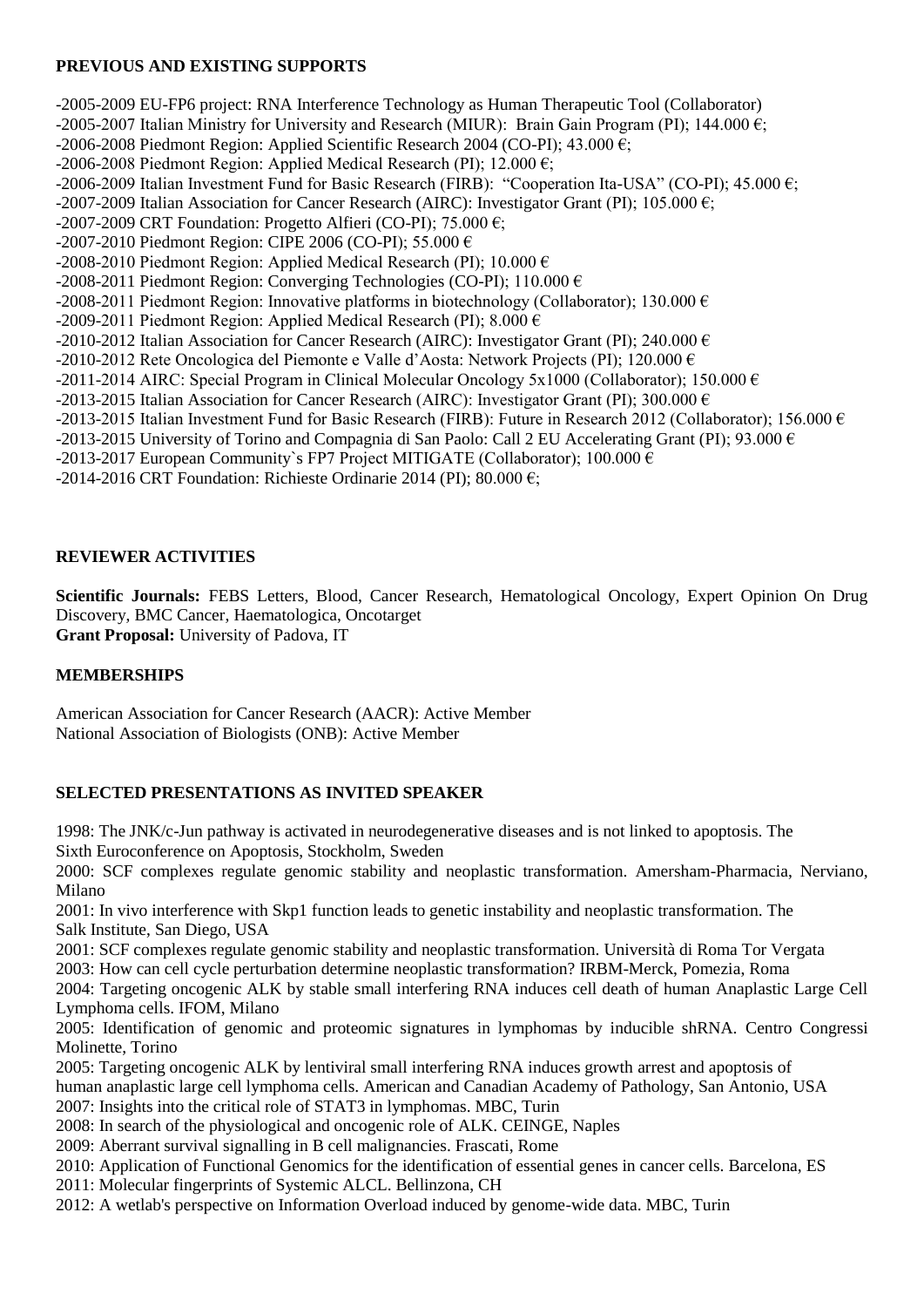**PREVIOUS AND EXISTING SUPPORTS**

-2005-2009 EU-FP6 project: RNA Interference Technology as Human Therapeutic Tool (Collaborator)
-2005-2007 Italian Ministry for University and Research (MIUR): Brain Gain Program (PI); 144.000 €;
-2006-2008 Piedmont Region: Applied Scientific Research 2004 (CO-PI); 43.000 €;
-2006-2008 Piedmont Region: Applied Medical Research (PI); 12.000 €;
-2006-2009 Italian Investment Fund for Basic Research (FIRB): "Cooperation Ita-USA" (CO-PI); 45.000 €;
-2007-2009 Italian Association for Cancer Research (AIRC): Investigator Grant (PI); 105.000 €;
-2007-2009 CRT Foundation: Progetto Alfieri (CO-PI); 75.000 €;
-2007-2010 Piedmont Region: CIPE 2006 (CO-PI); 55.000 €
-2008-2010 Piedmont Region: Applied Medical Research (PI); 10.000 €
-2008-2011 Piedmont Region: Converging Technologies (CO-PI); 110.000 €
-2008-2011 Piedmont Region: Innovative platforms in biotechnology (Collaborator); 130.000 €
-2009-2011 Piedmont Region: Applied Medical Research (PI); 8.000 €
-2010-2012 Italian Association for Cancer Research (AIRC): Investigator Grant (PI); 240.000 €
-2010-2012 Rete Oncologica del Piemonte e Valle d'Aosta: Network Projects (PI); 120.000 €
-2011-2014 AIRC: Special Program in Clinical Molecular Oncology 5x1000 (Collaborator); 150.000 €
-2013-2015 Italian Association for Cancer Research (AIRC): Investigator Grant (PI); 300.000 €
-2013-2015 Italian Investment Fund for Basic Research (FIRB): Future in Research 2012 (Collaborator); 156.000 €
-2013-2015 University of Torino and Compagnia di San Paolo: Call 2 EU Accelerating Grant (PI); 93.000 €
-2013-2017 European Community`s FP7 Project MITIGATE (Collaborator); 100.000 €
-2014-2016 CRT Foundation: Richieste Ordinarie 2014 (PI); 80.000 €;

**REVIEWER ACTIVITIES**

**Scientific Journals:** FEBS Letters, Blood, Cancer Research, Hematological Oncology, Expert Opinion On Drug Discovery, BMC Cancer, Haematologica, Oncotarget
**Grant Proposal:** University of Padova, IT

**MEMBERSHIPS**

American Association for Cancer Research (AACR): Active Member
National Association of Biologists (ONB): Active Member

**SELECTED PRESENTATIONS AS INVITED SPEAKER**

1998: The JNK/c-Jun pathway is activated in neurodegenerative diseases and is not linked to apoptosis. The Sixth Euroconference on Apoptosis, Stockholm, Sweden
2000: SCF complexes regulate genomic stability and neoplastic transformation. Amersham-Pharmacia, Nerviano, Milano
2001: In vivo interference with Skp1 function leads to genetic instability and neoplastic transformation. The Salk Institute, San Diego, USA
2001: SCF complexes regulate genomic stability and neoplastic transformation. Università di Roma Tor Vergata
2003: How can cell cycle perturbation determine neoplastic transformation? IRBM-Merck, Pomezia, Roma
2004: Targeting oncogenic ALK by stable small interfering RNA induces cell death of human Anaplastic Large Cell Lymphoma cells. IFOM, Milano
2005: Identification of genomic and proteomic signatures in lymphomas by inducible shRNA. Centro Congressi Molinette, Torino
2005: Targeting oncogenic ALK by lentiviral small interfering RNA induces growth arrest and apoptosis of human anaplastic large cell lymphoma cells. American and Canadian Academy of Pathology, San Antonio, USA
2007: Insights into the critical role of STAT3 in lymphomas. MBC, Turin
2008: In search of the physiological and oncogenic role of ALK. CEINGE, Naples
2009: Aberrant survival signalling in B cell malignancies. Frascati, Rome
2010: Application of Functional Genomics for the identification of essential genes in cancer cells. Barcelona, ES
2011: Molecular fingerprints of Systemic ALCL. Bellinzona, CH
2012: A wetlab's perspective on Information Overload induced by genome-wide data. MBC, Turin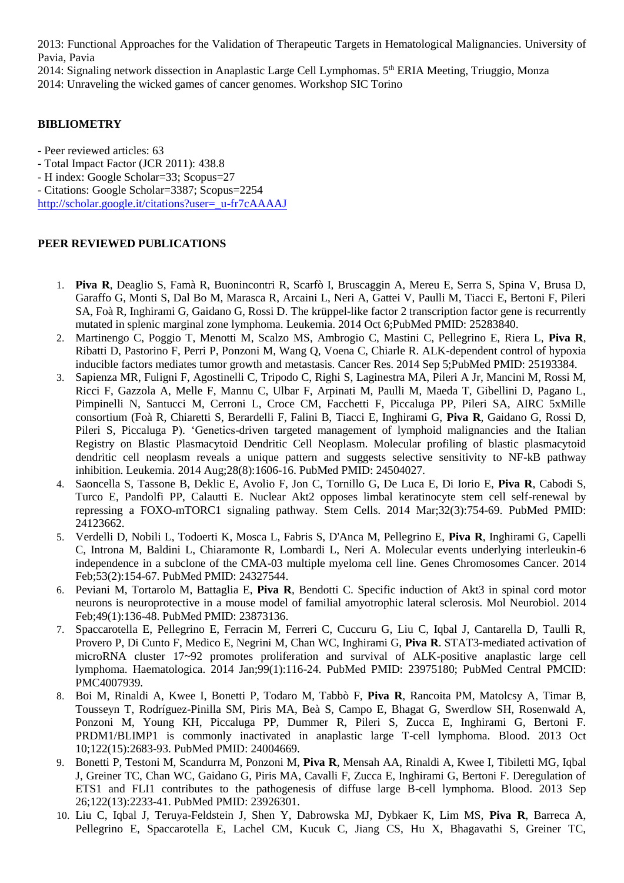2013: Functional Approaches for the Validation of Therapeutic Targets in Hematological Malignancies. University of Pavia, Pavia

2014: Signaling network dissection in Anaplastic Large Cell Lymphomas. 5th ERIA Meeting, Triuggio, Monza

2014: Unraveling the wicked games of cancer genomes. Workshop SIC Torino

**BIBLIOMETRY**

- Peer reviewed articles: 63
- Total Impact Factor (JCR 2011): 438.8
- H index: Google Scholar=33; Scopus=27
- Citations: Google Scholar=3387; Scopus=2254

http://scholar.google.it/citations?user=_u-fr7cAAAAJ

**PEER REVIEWED PUBLICATIONS**

1. **Piva R**, Deaglio S, Famà R, Buonincontri R, Scarfò I, Bruscaggin A, Mereu E, Serra S, Spina V, Brusa D, Garaffo G, Monti S, Dal Bo M, Marasca R, Arcaini L, Neri A, Gattei V, Paulli M, Tiacci E, Bertoni F, Pileri SA, Foà R, Inghirami G, Gaidano G, Rossi D. The krüppel-like factor 2 transcription factor gene is recurrently mutated in splenic marginal zone lymphoma. Leukemia. 2014 Oct 6;PubMed PMID: 25283840.
2. Martinengo C, Poggio T, Menotti M, Scalzo MS, Ambrogio C, Mastini C, Pellegrino E, Riera L, **Piva R**, Ribatti D, Pastorino F, Perri P, Ponzoni M, Wang Q, Voena C, Chiarle R. ALK-dependent control of hypoxia inducible factors mediates tumor growth and metastasis. Cancer Res. 2014 Sep 5;PubMed PMID: 25193384.
3. Sapienza MR, Fuligni F, Agostinelli C, Tripodo C, Righi S, Laginestra MA, Pileri A Jr, Mancini M, Rossi M, Ricci F, Gazzola A, Melle F, Mannu C, Ulbar F, Arpinati M, Paulli M, Maeda T, Gibellini D, Pagano L, Pimpinelli N, Santucci M, Cerroni L, Croce CM, Facchetti F, Piccaluga PP, Pileri SA, AIRC 5xMille consortium (Foà R, Chiaretti S, Berardelli F, Falini B, Tiacci E, Inghirami G, **Piva R**, Gaidano G, Rossi D, Pileri S, Piccaluga P). 'Genetics-driven targeted management of lymphoid malignancies and the Italian Registry on Blastic Plasmacytoid Dendritic Cell Neoplasm. Molecular profiling of blastic plasmacytoid dendritic cell neoplasm reveals a unique pattern and suggests selective sensitivity to NF-kB pathway inhibition. Leukemia. 2014 Aug;28(8):1606-16. PubMed PMID: 24504027.
4. Saoncella S, Tassone B, Deklic E, Avolio F, Jon C, Tornillo G, De Luca E, Di Iorio E, **Piva R**, Cabodi S, Turco E, Pandolfi PP, Calautti E. Nuclear Akt2 opposes limbal keratinocyte stem cell self-renewal by repressing a FOXO-mTORC1 signaling pathway. Stem Cells. 2014 Mar;32(3):754-69. PubMed PMID: 24123662.
5. Verdelli D, Nobili L, Todoerti K, Mosca L, Fabris S, D'Anca M, Pellegrino E, **Piva R**, Inghirami G, Capelli C, Introna M, Baldini L, Chiaramonte R, Lombardi L, Neri A. Molecular events underlying interleukin-6 independence in a subclone of the CMA-03 multiple myeloma cell line. Genes Chromosomes Cancer. 2014 Feb;53(2):154-67. PubMed PMID: 24327544.
6. Peviani M, Tortarolo M, Battaglia E, **Piva R**, Bendotti C. Specific induction of Akt3 in spinal cord motor neurons is neuroprotective in a mouse model of familial amyotrophic lateral sclerosis. Mol Neurobiol. 2014 Feb;49(1):136-48. PubMed PMID: 23873136.
7. Spaccarotella E, Pellegrino E, Ferracin M, Ferreri C, Cuccuru G, Liu C, Iqbal J, Cantarella D, Taulli R, Provero P, Di Cunto F, Medico E, Negrini M, Chan WC, Inghirami G, **Piva R**. STAT3-mediated activation of microRNA cluster 17~92 promotes proliferation and survival of ALK-positive anaplastic large cell lymphoma. Haematologica. 2014 Jan;99(1):116-24. PubMed PMID: 23975180; PubMed Central PMCID: PMC4007939.
8. Boi M, Rinaldi A, Kwee I, Bonetti P, Todaro M, Tabbò F, **Piva R**, Rancoita PM, Matolcsy A, Timar B, Tousseyn T, Rodríguez-Pinilla SM, Piris MA, Beà S, Campo E, Bhagat G, Swerdlow SH, Rosenwald A, Ponzoni M, Young KH, Piccaluga PP, Dummer R, Pileri S, Zucca E, Inghirami G, Bertoni F. PRDM1/BLIMP1 is commonly inactivated in anaplastic large T-cell lymphoma. Blood. 2013 Oct 10;122(15):2683-93. PubMed PMID: 24004669.
9. Bonetti P, Testoni M, Scandurra M, Ponzoni M, **Piva R**, Mensah AA, Rinaldi A, Kwee I, Tibiletti MG, Iqbal J, Greiner TC, Chan WC, Gaidano G, Piris MA, Cavalli F, Zucca E, Inghirami G, Bertoni F. Deregulation of ETS1 and FLI1 contributes to the pathogenesis of diffuse large B-cell lymphoma. Blood. 2013 Sep 26;122(13):2233-41. PubMed PMID: 23926301.
10. Liu C, Iqbal J, Teruya-Feldstein J, Shen Y, Dabrowska MJ, Dybkaer K, Lim MS, **Piva R**, Barreca A, Pellegrino E, Spaccarotella E, Lachel CM, Kucuk C, Jiang CS, Hu X, Bhagavathi S, Greiner TC,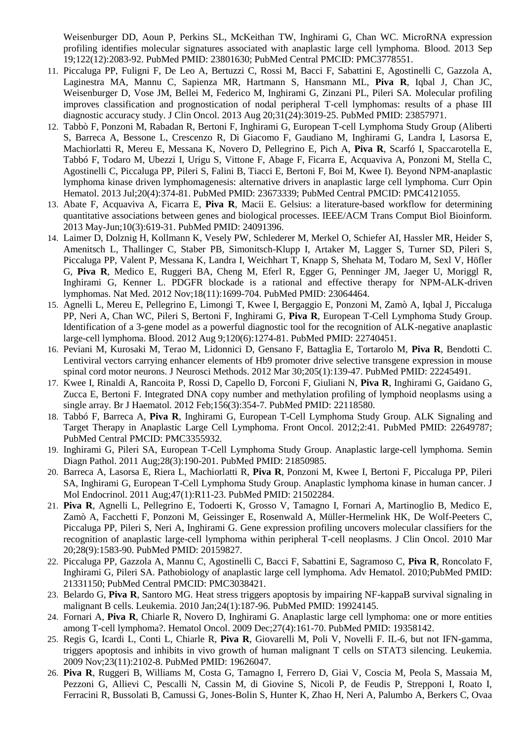Weisenburger DD, Aoun P, Perkins SL, McKeithan TW, Inghirami G, Chan WC. MicroRNA expression profiling identifies molecular signatures associated with anaplastic large cell lymphoma. Blood. 2013 Sep 19;122(12):2083-92. PubMed PMID: 23801630; PubMed Central PMCID: PMC3778551.

11. Piccaluga PP, Fuligni F, De Leo A, Bertuzzi C, Rossi M, Bacci F, Sabattini E, Agostinelli C, Gazzola A, Laginestra MA, Mannu C, Sapienza MR, Hartmann S, Hansmann ML, **Piva R**, Iqbal J, Chan JC, Weisenburger D, Vose JM, Bellei M, Federico M, Inghirami G, Zinzani PL, Pileri SA. Molecular profiling improves classification and prognostication of nodal peripheral T-cell lymphomas: results of a phase III diagnostic accuracy study. J Clin Oncol. 2013 Aug 20;31(24):3019-25. PubMed PMID: 23857971.
12. Tabbò F, Ponzoni M, Rabadan R, Bertoni F, Inghirami G, European T-cell Lymphoma Study Group (Aliberti S, Barreca A, Bessone L, Crescenzo R, Di Giacomo F, Gaudiano M, Inghirami G, Landra I, Lasorsa E, Machiorlatti R, Mereu E, Messana K, Novero D, Pellegrino E, Pich A, **Piva R**, Scarfó I, Spaccarotella E, Tabbó F, Todaro M, Ubezzi I, Urigu S, Vittone F, Abage F, Ficarra E, Acquaviva A, Ponzoni M, Stella C, Agostinelli C, Piccaluga PP, Pileri S, Falini B, Tiacci E, Bertoni F, Boi M, Kwee I). Beyond NPM-anaplastic lymphoma kinase driven lymphomagenesis: alternative drivers in anaplastic large cell lymphoma. Curr Opin Hematol. 2013 Jul;20(4):374-81. PubMed PMID: 23673339; PubMed Central PMCID: PMC4121055.
13. Abate F, Acquaviva A, Ficarra E, **Piva R**, Macii E. Gelsius: a literature-based workflow for determining quantitative associations between genes and biological processes. IEEE/ACM Trans Comput Biol Bioinform. 2013 May-Jun;10(3):619-31. PubMed PMID: 24091396.
14. Laimer D, Dolznig H, Kollmann K, Vesely PW, Schlederer M, Merkel O, Schiefer AI, Hassler MR, Heider S, Amenitsch L, Thallinger C, Staber PB, Simonitsch-Klupp I, Artaker M, Lagger S, Turner SD, Pileri S, Piccaluga PP, Valent P, Messana K, Landra I, Weichhart T, Knapp S, Shehata M, Todaro M, Sexl V, Höfler G, **Piva R**, Medico E, Ruggeri BA, Cheng M, Eferl R, Egger G, Penninger JM, Jaeger U, Moriggl R, Inghirami G, Kenner L. PDGFR blockade is a rational and effective therapy for NPM-ALK-driven lymphomas. Nat Med. 2012 Nov;18(11):1699-704. PubMed PMID: 23064464.
15. Agnelli L, Mereu E, Pellegrino E, Limongi T, Kwee I, Bergaggio E, Ponzoni M, Zamò A, Iqbal J, Piccaluga PP, Neri A, Chan WC, Pileri S, Bertoni F, Inghirami G, **Piva R**, European T-Cell Lymphoma Study Group. Identification of a 3-gene model as a powerful diagnostic tool for the recognition of ALK-negative anaplastic large-cell lymphoma. Blood. 2012 Aug 9;120(6):1274-81. PubMed PMID: 22740451.
16. Peviani M, Kurosaki M, Terao M, Lidonnici D, Gensano F, Battaglia E, Tortarolo M, **Piva R**, Bendotti C. Lentiviral vectors carrying enhancer elements of Hb9 promoter drive selective transgene expression in mouse spinal cord motor neurons. J Neurosci Methods. 2012 Mar 30;205(1):139-47. PubMed PMID: 22245491.
17. Kwee I, Rinaldi A, Rancoita P, Rossi D, Capello D, Forconi F, Giuliani N, **Piva R**, Inghirami G, Gaidano G, Zucca E, Bertoni F. Integrated DNA copy number and methylation profiling of lymphoid neoplasms using a single array. Br J Haematol. 2012 Feb;156(3):354-7. PubMed PMID: 22118580.
18. Tabbó F, Barreca A, **Piva R**, Inghirami G, European T-Cell Lymphoma Study Group. ALK Signaling and Target Therapy in Anaplastic Large Cell Lymphoma. Front Oncol. 2012;2:41. PubMed PMID: 22649787; PubMed Central PMCID: PMC3355932.
19. Inghirami G, Pileri SA, European T-Cell Lymphoma Study Group. Anaplastic large-cell lymphoma. Semin Diagn Pathol. 2011 Aug;28(3):190-201. PubMed PMID: 21850985.
20. Barreca A, Lasorsa E, Riera L, Machiorlatti R, **Piva R**, Ponzoni M, Kwee I, Bertoni F, Piccaluga PP, Pileri SA, Inghirami G, European T-Cell Lymphoma Study Group. Anaplastic lymphoma kinase in human cancer. J Mol Endocrinol. 2011 Aug;47(1):R11-23. PubMed PMID: 21502284.
21. **Piva R**, Agnelli L, Pellegrino E, Todoerti K, Grosso V, Tamagno I, Fornari A, Martinoglio B, Medico E, Zamò A, Facchetti F, Ponzoni M, Geissinger E, Rosenwald A, Müller-Hermelink HK, De Wolf-Peeters C, Piccaluga PP, Pileri S, Neri A, Inghirami G. Gene expression profiling uncovers molecular classifiers for the recognition of anaplastic large-cell lymphoma within peripheral T-cell neoplasms. J Clin Oncol. 2010 Mar 20;28(9):1583-90. PubMed PMID: 20159827.
22. Piccaluga PP, Gazzola A, Mannu C, Agostinelli C, Bacci F, Sabattini E, Sagramoso C, **Piva R**, Roncolato F, Inghirami G, Pileri SA. Pathobiology of anaplastic large cell lymphoma. Adv Hematol. 2010;PubMed PMID: 21331150; PubMed Central PMCID: PMC3038421.
23. Belardo G, **Piva R**, Santoro MG. Heat stress triggers apoptosis by impairing NF-kappaB survival signaling in malignant B cells. Leukemia. 2010 Jan;24(1):187-96. PubMed PMID: 19924145.
24. Fornari A, **Piva R**, Chiarle R, Novero D, Inghirami G. Anaplastic large cell lymphoma: one or more entities among T-cell lymphoma?. Hematol Oncol. 2009 Dec;27(4):161-70. PubMed PMID: 19358142.
25. Regis G, Icardi L, Conti L, Chiarle R, **Piva R**, Giovarelli M, Poli V, Novelli F. IL-6, but not IFN-gamma, triggers apoptosis and inhibits in vivo growth of human malignant T cells on STAT3 silencing. Leukemia. 2009 Nov;23(11):2102-8. PubMed PMID: 19626047.
26. **Piva R**, Ruggeri B, Williams M, Costa G, Tamagno I, Ferrero D, Giai V, Coscia M, Peola S, Massaia M, Pezzoni G, Allievi C, Pescalli N, Cassin M, di Giovine S, Nicoli P, de Feudis P, Strepponi I, Roato I, Ferracini R, Bussolati B, Camussi G, Jones-Bolin S, Hunter K, Zhao H, Neri A, Palumbo A, Berkers C, Ovaa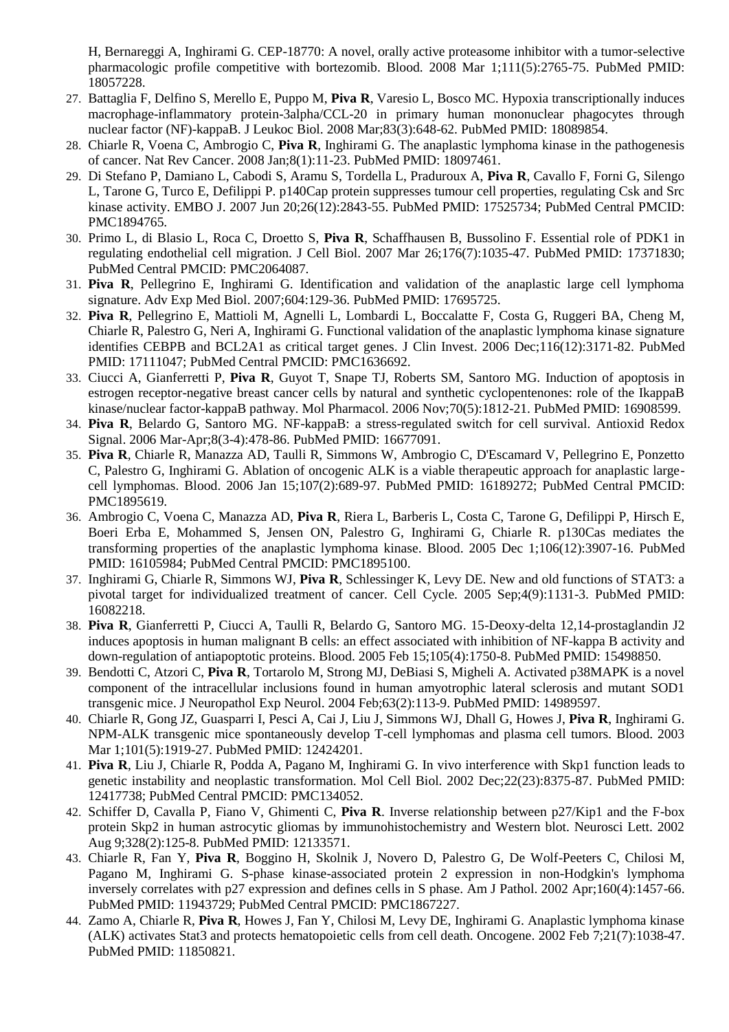H, Bernareggi A, Inghirami G. CEP-18770: A novel, orally active proteasome inhibitor with a tumor-selective pharmacologic profile competitive with bortezomib. Blood. 2008 Mar 1;111(5):2765-75. PubMed PMID: 18057228.

27. Battaglia F, Delfino S, Merello E, Puppo M, **Piva R**, Varesio L, Bosco MC. Hypoxia transcriptionally induces macrophage-inflammatory protein-3alpha/CCL-20 in primary human mononuclear phagocytes through nuclear factor (NF)-kappaB. J Leukoc Biol. 2008 Mar;83(3):648-62. PubMed PMID: 18089854.
28. Chiarle R, Voena C, Ambrogio C, **Piva R**, Inghirami G. The anaplastic lymphoma kinase in the pathogenesis of cancer. Nat Rev Cancer. 2008 Jan;8(1):11-23. PubMed PMID: 18097461.
29. Di Stefano P, Damiano L, Cabodi S, Aramu S, Tordella L, Praduroux A, **Piva R**, Cavallo F, Forni G, Silengo L, Tarone G, Turco E, Defilippi P. p140Cap protein suppresses tumour cell properties, regulating Csk and Src kinase activity. EMBO J. 2007 Jun 20;26(12):2843-55. PubMed PMID: 17525734; PubMed Central PMCID: PMC1894765.
30. Primo L, di Blasio L, Roca C, Droetto S, **Piva R**, Schaffhausen B, Bussolino F. Essential role of PDK1 in regulating endothelial cell migration. J Cell Biol. 2007 Mar 26;176(7):1035-47. PubMed PMID: 17371830; PubMed Central PMCID: PMC2064087.
31. **Piva R**, Pellegrino E, Inghirami G. Identification and validation of the anaplastic large cell lymphoma signature. Adv Exp Med Biol. 2007;604:129-36. PubMed PMID: 17695725.
32. **Piva R**, Pellegrino E, Mattioli M, Agnelli L, Lombardi L, Boccalatte F, Costa G, Ruggeri BA, Cheng M, Chiarle R, Palestro G, Neri A, Inghirami G. Functional validation of the anaplastic lymphoma kinase signature identifies CEBPB and BCL2A1 as critical target genes. J Clin Invest. 2006 Dec;116(12):3171-82. PubMed PMID: 17111047; PubMed Central PMCID: PMC1636692.
33. Ciucci A, Gianferretti P, **Piva R**, Guyot T, Snape TJ, Roberts SM, Santoro MG. Induction of apoptosis in estrogen receptor-negative breast cancer cells by natural and synthetic cyclopentenones: role of the IkappaB kinase/nuclear factor-kappaB pathway. Mol Pharmacol. 2006 Nov;70(5):1812-21. PubMed PMID: 16908599.
34. **Piva R**, Belardo G, Santoro MG. NF-kappaB: a stress-regulated switch for cell survival. Antioxid Redox Signal. 2006 Mar-Apr;8(3-4):478-86. PubMed PMID: 16677091.
35. **Piva R**, Chiarle R, Manazza AD, Taulli R, Simmons W, Ambrogio C, D'Escamard V, Pellegrino E, Ponzetto C, Palestro G, Inghirami G. Ablation of oncogenic ALK is a viable therapeutic approach for anaplastic large-cell lymphomas. Blood. 2006 Jan 15;107(2):689-97. PubMed PMID: 16189272; PubMed Central PMCID: PMC1895619.
36. Ambrogio C, Voena C, Manazza AD, **Piva R**, Riera L, Barberis L, Costa C, Tarone G, Defilippi P, Hirsch E, Boeri Erba E, Mohammed S, Jensen ON, Palestro G, Inghirami G, Chiarle R. p130Cas mediates the transforming properties of the anaplastic lymphoma kinase. Blood. 2005 Dec 1;106(12):3907-16. PubMed PMID: 16105984; PubMed Central PMCID: PMC1895100.
37. Inghirami G, Chiarle R, Simmons WJ, **Piva R**, Schlessinger K, Levy DE. New and old functions of STAT3: a pivotal target for individualized treatment of cancer. Cell Cycle. 2005 Sep;4(9):1131-3. PubMed PMID: 16082218.
38. **Piva R**, Gianferretti P, Ciucci A, Taulli R, Belardo G, Santoro MG. 15-Deoxy-delta 12,14-prostaglandin J2 induces apoptosis in human malignant B cells: an effect associated with inhibition of NF-kappa B activity and down-regulation of antiapoptotic proteins. Blood. 2005 Feb 15;105(4):1750-8. PubMed PMID: 15498850.
39. Bendotti C, Atzori C, **Piva R**, Tortarolo M, Strong MJ, DeBiasi S, Migheli A. Activated p38MAPK is a novel component of the intracellular inclusions found in human amyotrophic lateral sclerosis and mutant SOD1 transgenic mice. J Neuropathol Exp Neurol. 2004 Feb;63(2):113-9. PubMed PMID: 14989597.
40. Chiarle R, Gong JZ, Guasparri I, Pesci A, Cai J, Liu J, Simmons WJ, Dhall G, Howes J, **Piva R**, Inghirami G. NPM-ALK transgenic mice spontaneously develop T-cell lymphomas and plasma cell tumors. Blood. 2003 Mar 1;101(5):1919-27. PubMed PMID: 12424201.
41. **Piva R**, Liu J, Chiarle R, Podda A, Pagano M, Inghirami G. In vivo interference with Skp1 function leads to genetic instability and neoplastic transformation. Mol Cell Biol. 2002 Dec;22(23):8375-87. PubMed PMID: 12417738; PubMed Central PMCID: PMC134052.
42. Schiffer D, Cavalla P, Fiano V, Ghimenti C, **Piva R**. Inverse relationship between p27/Kip1 and the F-box protein Skp2 in human astrocytic gliomas by immunohistochemistry and Western blot. Neurosci Lett. 2002 Aug 9;328(2):125-8. PubMed PMID: 12133571.
43. Chiarle R, Fan Y, **Piva R**, Boggino H, Skolnik J, Novero D, Palestro G, De Wolf-Peeters C, Chilosi M, Pagano M, Inghirami G. S-phase kinase-associated protein 2 expression in non-Hodgkin's lymphoma inversely correlates with p27 expression and defines cells in S phase. Am J Pathol. 2002 Apr;160(4):1457-66. PubMed PMID: 11943729; PubMed Central PMCID: PMC1867227.
44. Zamo A, Chiarle R, **Piva R**, Howes J, Fan Y, Chilosi M, Levy DE, Inghirami G. Anaplastic lymphoma kinase (ALK) activates Stat3 and protects hematopoietic cells from cell death. Oncogene. 2002 Feb 7;21(7):1038-47. PubMed PMID: 11850821.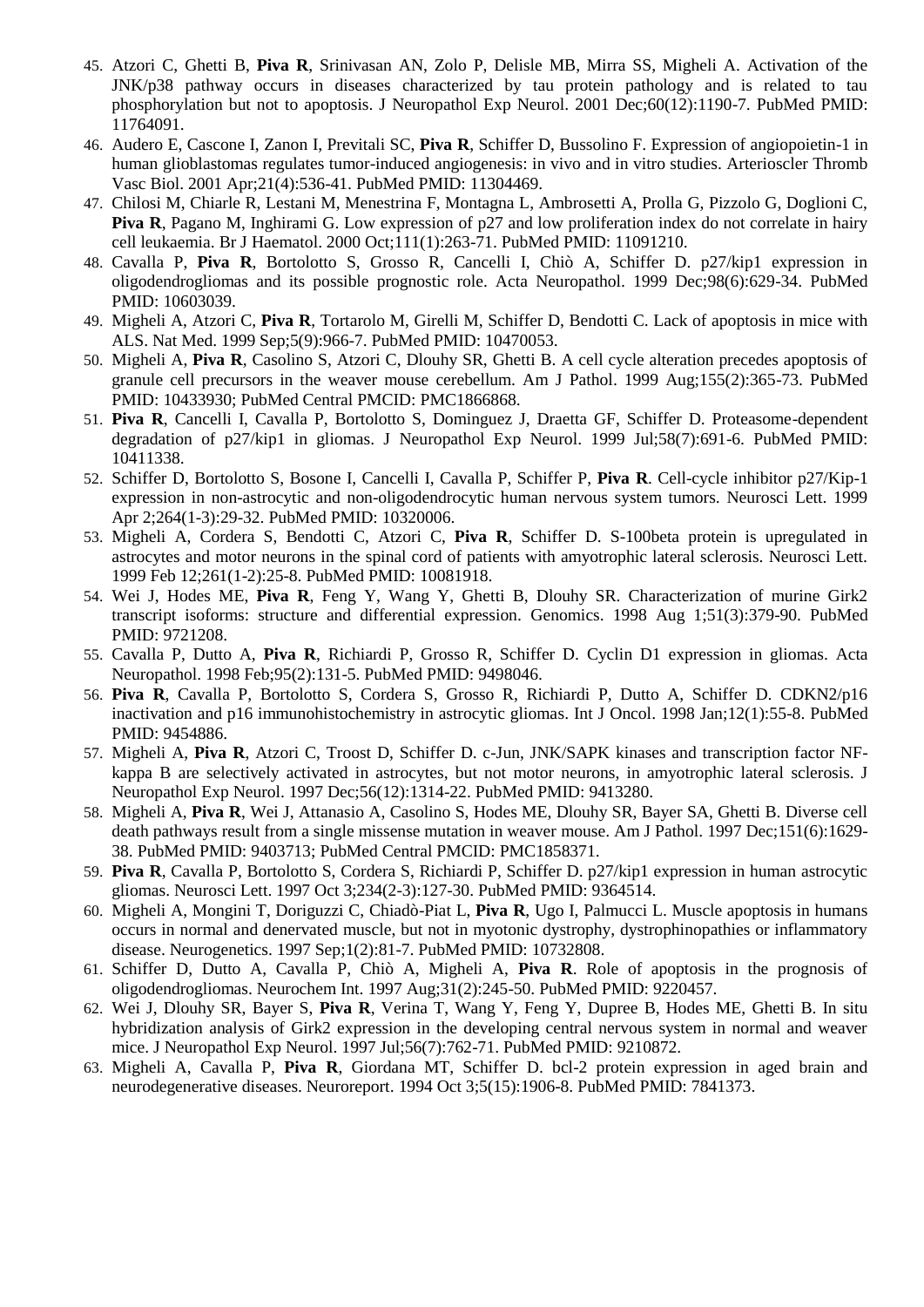45. Atzori C, Ghetti B, **Piva R**, Srinivasan AN, Zolo P, Delisle MB, Mirra SS, Migheli A. Activation of the JNK/p38 pathway occurs in diseases characterized by tau protein pathology and is related to tau phosphorylation but not to apoptosis. J Neuropathol Exp Neurol. 2001 Dec;60(12):1190-7. PubMed PMID: 11764091.
46. Audero E, Cascone I, Zanon I, Previtali SC, **Piva R**, Schiffer D, Bussolino F. Expression of angiopoietin-1 in human glioblastomas regulates tumor-induced angiogenesis: in vivo and in vitro studies. Arterioscler Thromb Vasc Biol. 2001 Apr;21(4):536-41. PubMed PMID: 11304469.
47. Chilosi M, Chiarle R, Lestani M, Menestrina F, Montagna L, Ambrosetti A, Prolla G, Pizzolo G, Doglioni C, **Piva R**, Pagano M, Inghirami G. Low expression of p27 and low proliferation index do not correlate in hairy cell leukaemia. Br J Haematol. 2000 Oct;111(1):263-71. PubMed PMID: 11091210.
48. Cavalla P, **Piva R**, Bortolotto S, Grosso R, Cancelli I, Chiò A, Schiffer D. p27/kip1 expression in oligodendrogliomas and its possible prognostic role. Acta Neuropathol. 1999 Dec;98(6):629-34. PubMed PMID: 10603039.
49. Migheli A, Atzori C, **Piva R**, Tortarolo M, Girelli M, Schiffer D, Bendotti C. Lack of apoptosis in mice with ALS. Nat Med. 1999 Sep;5(9):966-7. PubMed PMID: 10470053.
50. Migheli A, **Piva R**, Casolino S, Atzori C, Dlouhy SR, Ghetti B. A cell cycle alteration precedes apoptosis of granule cell precursors in the weaver mouse cerebellum. Am J Pathol. 1999 Aug;155(2):365-73. PubMed PMID: 10433930; PubMed Central PMCID: PMC1866868.
51. **Piva R**, Cancelli I, Cavalla P, Bortolotto S, Dominguez J, Draetta GF, Schiffer D. Proteasome-dependent degradation of p27/kip1 in gliomas. J Neuropathol Exp Neurol. 1999 Jul;58(7):691-6. PubMed PMID: 10411338.
52. Schiffer D, Bortolotto S, Bosone I, Cancelli I, Cavalla P, Schiffer P, **Piva R**. Cell-cycle inhibitor p27/Kip-1 expression in non-astrocytic and non-oligodendrocytic human nervous system tumors. Neurosci Lett. 1999 Apr 2;264(1-3):29-32. PubMed PMID: 10320006.
53. Migheli A, Cordera S, Bendotti C, Atzori C, **Piva R**, Schiffer D. S-100beta protein is upregulated in astrocytes and motor neurons in the spinal cord of patients with amyotrophic lateral sclerosis. Neurosci Lett. 1999 Feb 12;261(1-2):25-8. PubMed PMID: 10081918.
54. Wei J, Hodes ME, **Piva R**, Feng Y, Wang Y, Ghetti B, Dlouhy SR. Characterization of murine Girk2 transcript isoforms: structure and differential expression. Genomics. 1998 Aug 1;51(3):379-90. PubMed PMID: 9721208.
55. Cavalla P, Dutto A, **Piva R**, Richiardi P, Grosso R, Schiffer D. Cyclin D1 expression in gliomas. Acta Neuropathol. 1998 Feb;95(2):131-5. PubMed PMID: 9498046.
56. **Piva R**, Cavalla P, Bortolotto S, Cordera S, Grosso R, Richiardi P, Dutto A, Schiffer D. CDKN2/p16 inactivation and p16 immunohistochemistry in astrocytic gliomas. Int J Oncol. 1998 Jan;12(1):55-8. PubMed PMID: 9454886.
57. Migheli A, **Piva R**, Atzori C, Troost D, Schiffer D. c-Jun, JNK/SAPK kinases and transcription factor NF-kappa B are selectively activated in astrocytes, but not motor neurons, in amyotrophic lateral sclerosis. J Neuropathol Exp Neurol. 1997 Dec;56(12):1314-22. PubMed PMID: 9413280.
58. Migheli A, **Piva R**, Wei J, Attanasio A, Casolino S, Hodes ME, Dlouhy SR, Bayer SA, Ghetti B. Diverse cell death pathways result from a single missense mutation in weaver mouse. Am J Pathol. 1997 Dec;151(6):1629-38. PubMed PMID: 9403713; PubMed Central PMCID: PMC1858371.
59. **Piva R**, Cavalla P, Bortolotto S, Cordera S, Richiardi P, Schiffer D. p27/kip1 expression in human astrocytic gliomas. Neurosci Lett. 1997 Oct 3;234(2-3):127-30. PubMed PMID: 9364514.
60. Migheli A, Mongini T, Doriguzzi C, Chiadò-Piat L, **Piva R**, Ugo I, Palmucci L. Muscle apoptosis in humans occurs in normal and denervated muscle, but not in myotonic dystrophy, dystrophinopathies or inflammatory disease. Neurogenetics. 1997 Sep;1(2):81-7. PubMed PMID: 10732808.
61. Schiffer D, Dutto A, Cavalla P, Chiò A, Migheli A, **Piva R**. Role of apoptosis in the prognosis of oligodendrogliomas. Neurochem Int. 1997 Aug;31(2):245-50. PubMed PMID: 9220457.
62. Wei J, Dlouhy SR, Bayer S, **Piva R**, Verina T, Wang Y, Feng Y, Dupree B, Hodes ME, Ghetti B. In situ hybridization analysis of Girk2 expression in the developing central nervous system in normal and weaver mice. J Neuropathol Exp Neurol. 1997 Jul;56(7):762-71. PubMed PMID: 9210872.
63. Migheli A, Cavalla P, **Piva R**, Giordana MT, Schiffer D. bcl-2 protein expression in aged brain and neurodegenerative diseases. Neuroreport. 1994 Oct 3;5(15):1906-8. PubMed PMID: 7841373.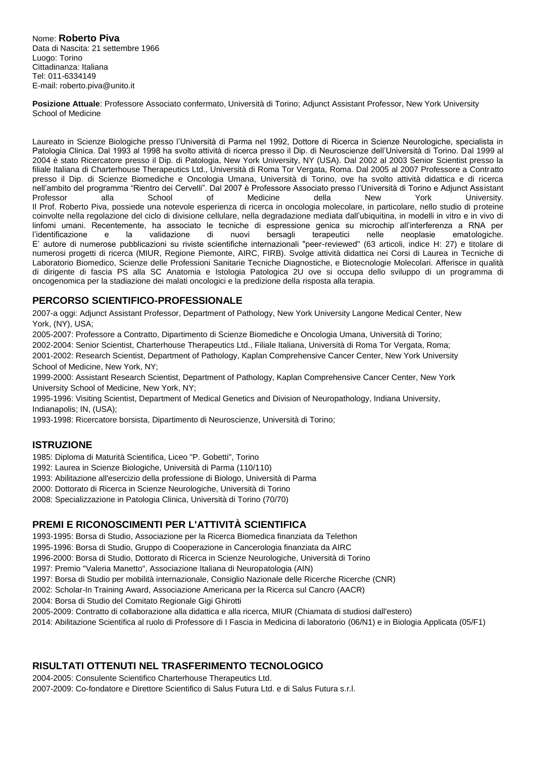Nome: **Roberto Piva**
Data di Nascita: 21 settembre 1966
Luogo: Torino
Cittadinanza: Italiana
Tel: 011-6334149
E-mail: roberto.piva@unito.it

**Posizione Attuale**: Professore Associato confermato, Università di Torino; Adjunct Assistant Professor, New York University School of Medicine

Laureato in Scienze Biologiche presso l'Università di Parma nel 1992, Dottore di Ricerca in Scienze Neurologiche, specialista in Patologia Clinica. Dal 1993 al 1998 ha svolto attività di ricerca presso il Dip. di Neuroscienze dell'Università di Torino. Dal 1999 al 2004 è stato Ricercatore presso il Dip. di Patologia, New York University, NY (USA). Dal 2002 al 2003 Senior Scientist presso la filiale Italiana di Charterhouse Therapeutics Ltd., Università di Roma Tor Vergata, Roma. Dal 2005 al 2007 Professore a Contratto presso il Dip. di Scienze Biomediche e Oncologia Umana, Università di Torino, ove ha svolto attività didattica e di ricerca nell'ambito del programma "Rientro dei Cervelli". Dal 2007 è Professore Associato presso l'Università di Torino e Adjunct Assistant Professor alla School of Medicine della New York University.
Il Prof. Roberto Piva, possiede una notevole esperienza di ricerca in oncologia molecolare, in particolare, nello studio di proteine coinvolte nella regolazione del ciclo di divisione cellulare, nella degradazione mediata dall'ubiquitina, in modelli in vitro e in vivo di linfomi umani. Recentemente, ha associato le tecniche di espressione genica su microchip all'interferenza a RNA per l'identificazione e la validazione di nuovi bersagli terapeutici nelle neoplasie ematologiche.
E' autore di numerose pubblicazioni su riviste scientifiche internazionali "peer-reviewed" (63 articoli, indice H: 27) e titolare di numerosi progetti di ricerca (MIUR, Regione Piemonte, AIRC, FIRB). Svolge attività didattica nei Corsi di Laurea in Tecniche di Laboratorio Biomedico, Scienze delle Professioni Sanitarie Tecniche Diagnostiche, e Biotecnologie Molecolari. Afferisce in qualità di dirigente di fascia PS alla SC Anatomia e Istologia Patologica 2U ove si occupa dello sviluppo di un programma di oncogenomica per la stadiazione dei malati oncologici e la predizione della risposta alla terapia.

## PERCORSO SCIENTIFICO-PROFESSIONALE

2007-a oggi: Adjunct Assistant Professor, Department of Pathology, New York University Langone Medical Center, New York, (NY), USA;
2005-2007: Professore a Contratto, Dipartimento di Scienze Biomediche e Oncologia Umana, Università di Torino;
2002-2004: Senior Scientist, Charterhouse Therapeutics Ltd., Filiale Italiana, Università di Roma Tor Vergata, Roma;
2001-2002: Research Scientist, Department of Pathology, Kaplan Comprehensive Cancer Center, New York University School of Medicine, New York, NY;
1999-2000: Assistant Research Scientist, Department of Pathology, Kaplan Comprehensive Cancer Center, New York University School of Medicine, New York, NY;
1995-1996: Visiting Scientist, Department of Medical Genetics and Division of Neuropathology, Indiana University, Indianapolis; IN, (USA);
1993-1998: Ricercatore borsista, Dipartimento di Neuroscienze, Università di Torino;

## ISTRUZIONE

1985: Diploma di Maturità Scientifica, Liceo "P. Gobetti", Torino
1992: Laurea in Scienze Biologiche, Università di Parma (110/110)
1993: Abilitazione all'esercizio della professione di Biologo, Università di Parma
2000: Dottorato di Ricerca in Scienze Neurologiche, Università di Torino
2008: Specializzazione in Patologia Clinica, Università di Torino (70/70)

## PREMI E RICONOSCIMENTI PER L'ATTIVITÀ SCIENTIFICA

1993-1995: Borsa di Studio, Associazione per la Ricerca Biomedica finanziata da Telethon
1995-1996: Borsa di Studio, Gruppo di Cooperazione in Cancerologia finanziata da AIRC
1996-2000: Borsa di Studio, Dottorato di Ricerca in Scienze Neurologiche, Università di Torino
1997: Premio "Valeria Manetto", Associazione Italiana di Neuropatologia (AIN)
1997: Borsa di Studio per mobilità internazionale, Consiglio Nazionale delle Ricerche Ricerche (CNR)
2002: Scholar-In Training Award, Associazione Americana per la Ricerca sul Cancro (AACR)
2004: Borsa di Studio del Comitato Regionale Gigi Ghirotti
2005-2009: Contratto di collaborazione alla didattica e alla ricerca, MIUR (Chiamata di studiosi dall'estero)
2014: Abilitazione Scientifica al ruolo di Professore di I Fascia in Medicina di laboratorio (06/N1) e in Biologia Applicata (05/F1)

## RISULTATI OTTENUTI NEL TRASFERIMENTO TECNOLOGICO

2004-2005: Consulente Scientifico Charterhouse Therapeutics Ltd.
2007-2009: Co-fondatore e Direttore Scientifico di Salus Futura Ltd. e di Salus Futura s.r.l.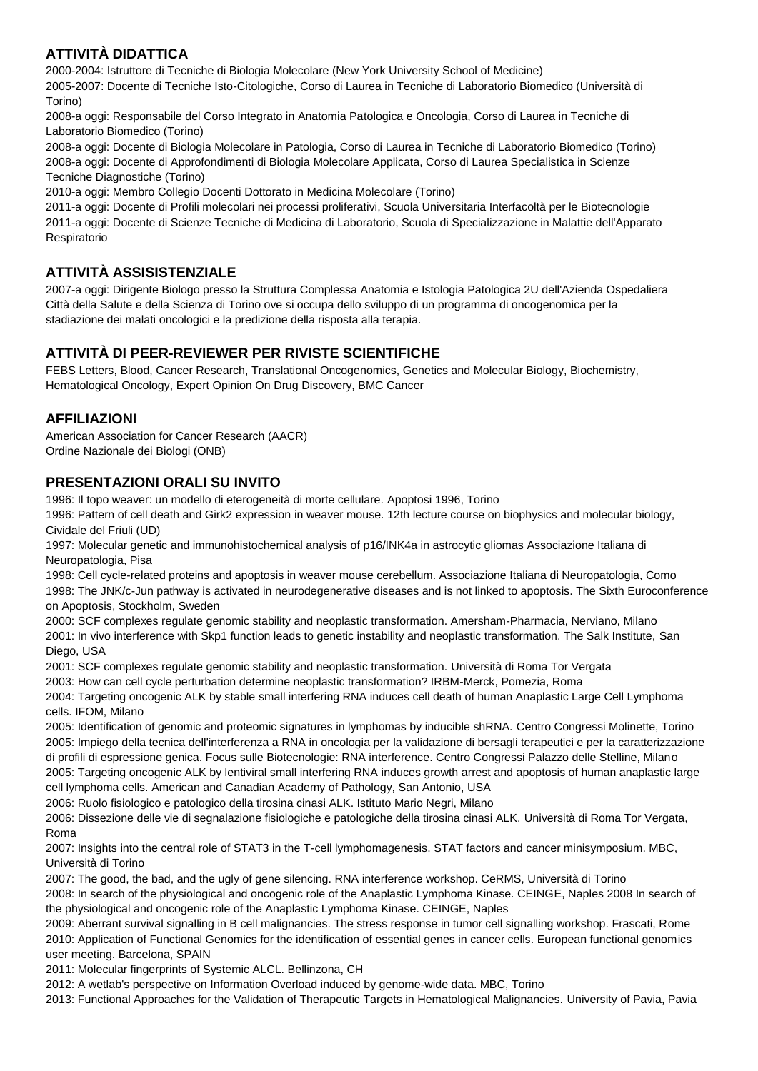## ATTIVITÀ DIDATTICA

2000-2004: Istruttore di Tecniche di Biologia Molecolare (New York University School of Medicine)
2005-2007: Docente di Tecniche Isto-Citologiche, Corso di Laurea in Tecniche di Laboratorio Biomedico (Università di Torino)
2008-a oggi: Responsabile del Corso Integrato in Anatomia Patologica e Oncologia, Corso di Laurea in Tecniche di Laboratorio Biomedico (Torino)
2008-a oggi: Docente di Biologia Molecolare in Patologia, Corso di Laurea in Tecniche di Laboratorio Biomedico (Torino)
2008-a oggi: Docente di Approfondimenti di Biologia Molecolare Applicata, Corso di Laurea Specialistica in Scienze Tecniche Diagnostiche (Torino)
2010-a oggi: Membro Collegio Docenti Dottorato in Medicina Molecolare (Torino)
2011-a oggi: Docente di Profili molecolari nei processi proliferativi, Scuola Universitaria Interfacoltà per le Biotecnologie
2011-a oggi: Docente di Scienze Tecniche di Medicina di Laboratorio, Scuola di Specializzazione in Malattie dell'Apparato Respiratorio

## ATTIVITÀ ASSISISTENZIALE

2007-a oggi: Dirigente Biologo presso la Struttura Complessa Anatomia e Istologia Patologica 2U dell'Azienda Ospedaliera Città della Salute e della Scienza di Torino ove si occupa dello sviluppo di un programma di oncogenomica per la stadiazione dei malati oncologici e la predizione della risposta alla terapia.

## ATTIVITÀ DI PEER-REVIEWER PER RIVISTE SCIENTIFICHE

FEBS Letters, Blood, Cancer Research, Translational Oncogenomics, Genetics and Molecular Biology, Biochemistry, Hematological Oncology, Expert Opinion On Drug Discovery, BMC Cancer

## AFFILIAZIONI

American Association for Cancer Research (AACR)
Ordine Nazionale dei Biologi (ONB)

## PRESENTAZIONI ORALI SU INVITO

1996: Il topo weaver: un modello di eterogeneità di morte cellulare. Apoptosi 1996, Torino
1996: Pattern of cell death and Girk2 expression in weaver mouse. 12th lecture course on biophysics and molecular biology, Cividale del Friuli (UD)
1997: Molecular genetic and immunohistochemical analysis of p16/INK4a in astrocytic gliomas Associazione Italiana di Neuropatologia, Pisa
1998: Cell cycle-related proteins and apoptosis in weaver mouse cerebellum. Associazione Italiana di Neuropatologia, Como
1998: The JNK/c-Jun pathway is activated in neurodegenerative diseases and is not linked to apoptosis. The Sixth Euroconference on Apoptosis, Stockholm, Sweden
2000: SCF complexes regulate genomic stability and neoplastic transformation. Amersham-Pharmacia, Nerviano, Milano
2001: In vivo interference with Skp1 function leads to genetic instability and neoplastic transformation. The Salk Institute, San Diego, USA
2001: SCF complexes regulate genomic stability and neoplastic transformation. Università di Roma Tor Vergata
2003: How can cell cycle perturbation determine neoplastic transformation? IRBM-Merck, Pomezia, Roma
2004: Targeting oncogenic ALK by stable small interfering RNA induces cell death of human Anaplastic Large Cell Lymphoma cells. IFOM, Milano
2005: Identification of genomic and proteomic signatures in lymphomas by inducible shRNA. Centro Congressi Molinette, Torino
2005: Impiego della tecnica dell'interferenza a RNA in oncologia per la validazione di bersagli terapeutici e per la caratterizzazione di profili di espressione genica. Focus sulle Biotecnologie: RNA interference. Centro Congressi Palazzo delle Stelline, Milano
2005: Targeting oncogenic ALK by lentiviral small interfering RNA induces growth arrest and apoptosis of human anaplastic large cell lymphoma cells. American and Canadian Academy of Pathology, San Antonio, USA
2006: Ruolo fisiologico e patologico della tirosina cinasi ALK. Istituto Mario Negri, Milano
2006: Dissezione delle vie di segnalazione fisiologiche e patologiche della tirosina cinasi ALK. Università di Roma Tor Vergata, Roma
2007: Insights into the central role of STAT3 in the T-cell lymphomagenesis. STAT factors and cancer minisymposium. MBC, Università di Torino
2007: The good, the bad, and the ugly of gene silencing. RNA interference workshop. CeRMS, Università di Torino
2008: In search of the physiological and oncogenic role of the Anaplastic Lymphoma Kinase. CEINGE, Naples 2008 In search of the physiological and oncogenic role of the Anaplastic Lymphoma Kinase. CEINGE, Naples
2009: Aberrant survival signalling in B cell malignancies. The stress response in tumor cell signalling workshop. Frascati, Rome
2010: Application of Functional Genomics for the identification of essential genes in cancer cells. European functional genomics user meeting. Barcelona, SPAIN
2011: Molecular fingerprints of Systemic ALCL. Bellinzona, CH
2012: A wetlab's perspective on Information Overload induced by genome-wide data. MBC, Torino
2013: Functional Approaches for the Validation of Therapeutic Targets in Hematological Malignancies. University of Pavia, Pavia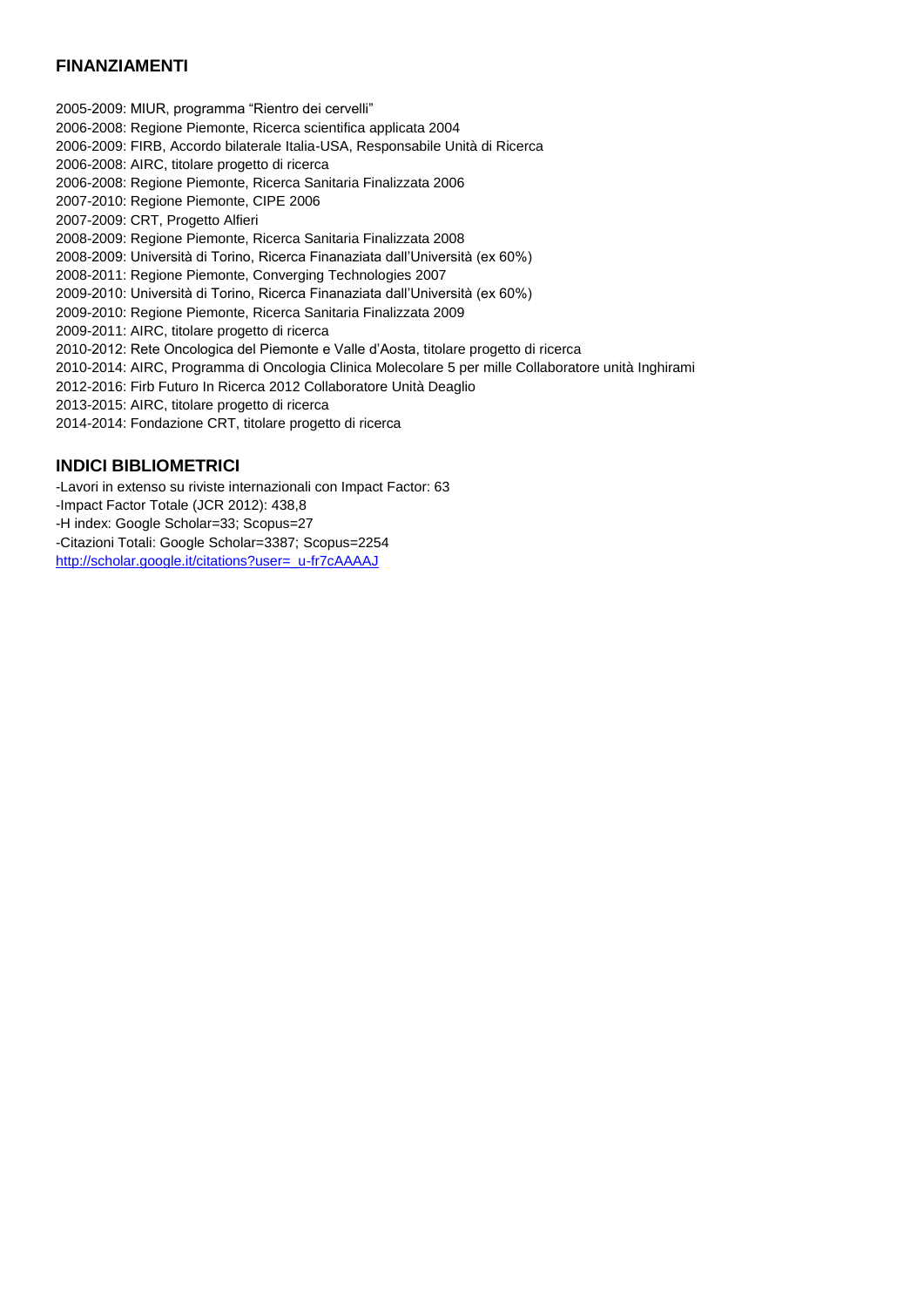## FINANZIAMENTI

2005-2009: MIUR, programma “Rientro dei cervelli”
2006-2008: Regione Piemonte, Ricerca scientifica applicata 2004
2006-2009: FIRB, Accordo bilaterale Italia-USA, Responsabile Unità di Ricerca
2006-2008: AIRC, titolare progetto di ricerca
2006-2008: Regione Piemonte, Ricerca Sanitaria Finalizzata 2006
2007-2010: Regione Piemonte, CIPE 2006
2007-2009: CRT, Progetto Alfieri
2008-2009: Regione Piemonte, Ricerca Sanitaria Finalizzata 2008
2008-2009: Università di Torino, Ricerca Finanaziata dall’Università (ex 60%)
2008-2011: Regione Piemonte, Converging Technologies 2007
2009-2010: Università di Torino, Ricerca Finanaziata dall’Università (ex 60%)
2009-2010: Regione Piemonte, Ricerca Sanitaria Finalizzata 2009
2009-2011: AIRC, titolare progetto di ricerca
2010-2012: Rete Oncologica del Piemonte e Valle d’Aosta, titolare progetto di ricerca
2010-2014: AIRC, Programma di Oncologia Clinica Molecolare 5 per mille Collaboratore unità Inghirami
2012-2016: Firb Futuro In Ricerca 2012 Collaboratore Unità Deaglio
2013-2015: AIRC, titolare progetto di ricerca
2014-2014: Fondazione CRT, titolare progetto di ricerca

## INDICI BIBLIOMETRICI

-Lavori in extenso su riviste internazionali con Impact Factor: 63
-Impact Factor Totale (JCR 2012): 438,8
-H index: Google Scholar=33; Scopus=27
-Citazioni Totali: Google Scholar=3387; Scopus=2254
http://scholar.google.it/citations?user=_u-fr7cAAAAJ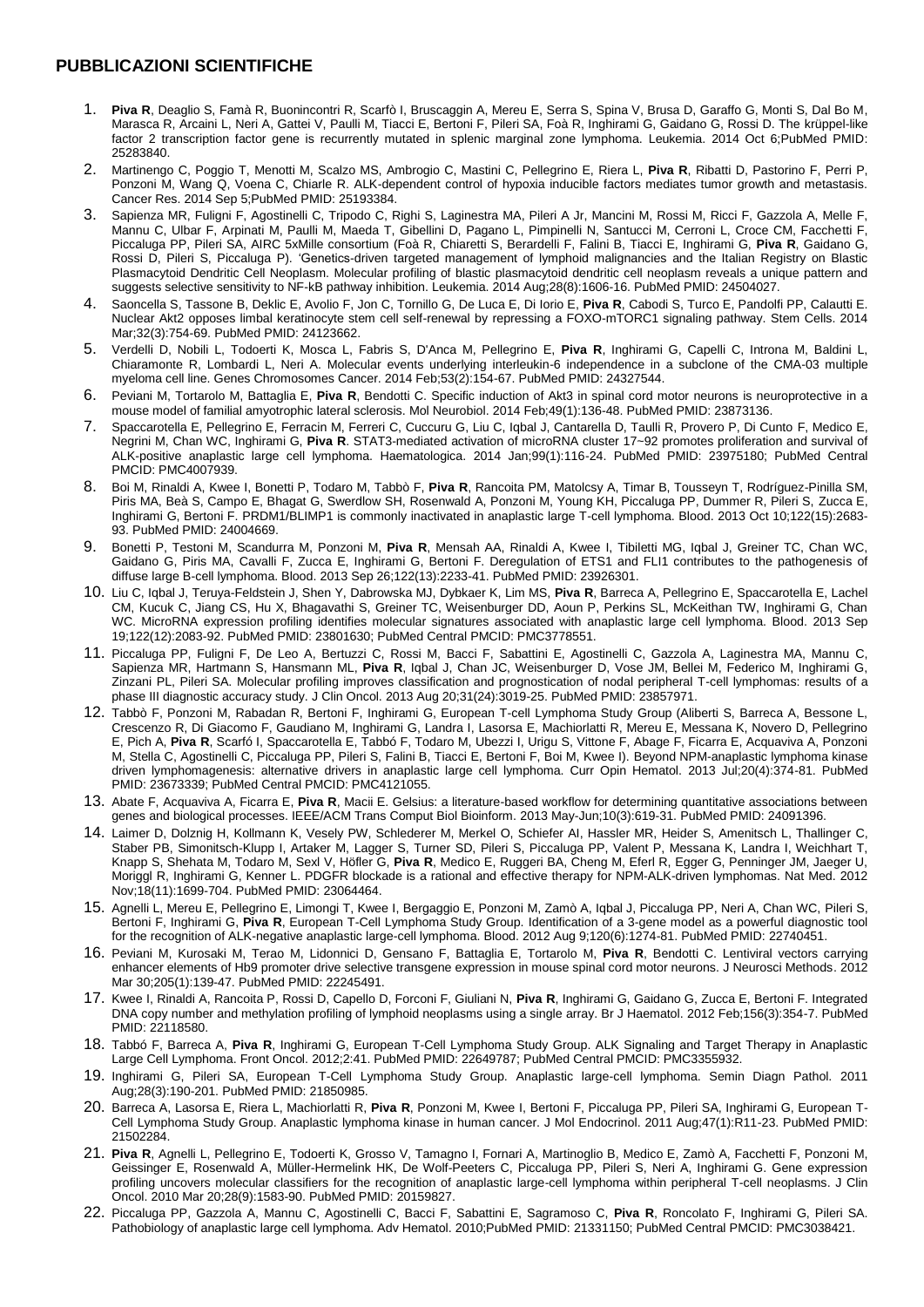## PUBBLICAZIONI SCIENTIFICHE

1. **Piva R**, Deaglio S, Famà R, Buonincontri R, Scarfò I, Bruscaggin A, Mereu E, Serra S, Spina V, Brusa D, Garaffo G, Monti S, Dal Bo M, Marasca R, Arcaini L, Neri A, Gattei V, Paulli M, Tiacci E, Bertoni F, Pileri SA, Foà R, Inghirami G, Gaidano G, Rossi D. The krüppel-like factor 2 transcription factor gene is recurrently mutated in splenic marginal zone lymphoma. Leukemia. 2014 Oct 6;PubMed PMID: 25283840.
2. Martinengo C, Poggio T, Menotti M, Scalzo MS, Ambrogio C, Mastini C, Pellegrino E, Riera L, **Piva R**, Ribatti D, Pastorino F, Perri P, Ponzoni M, Wang Q, Voena C, Chiarle R. ALK-dependent control of hypoxia inducible factors mediates tumor growth and metastasis. Cancer Res. 2014 Sep 5;PubMed PMID: 25193384.
3. Sapienza MR, Fuligni F, Agostinelli C, Tripodo C, Righi S, Laginestra MA, Pileri A Jr, Mancini M, Rossi M, Ricci F, Gazzola A, Melle F, Mannu C, Ulbar F, Arpinati M, Paulli M, Maeda T, Gibellini D, Pagano L, Pimpinelli N, Santucci M, Cerroni L, Croce CM, Facchetti F, Piccaluga PP, Pileri SA, AIRC 5xMille consortium (Foà R, Chiaretti S, Berardelli F, Falini B, Tiacci E, Inghirami G, **Piva R**, Gaidano G, Rossi D, Pileri S, Piccaluga P). 'Genetics-driven targeted management of lymphoid malignancies and the Italian Registry on Blastic Plasmacytoid Dendritic Cell Neoplasm. Molecular profiling of blastic plasmacytoid dendritic cell neoplasm reveals a unique pattern and suggests selective sensitivity to NF-kB pathway inhibition. Leukemia. 2014 Aug;28(8):1606-16. PubMed PMID: 24504027.
4. Saoncella S, Tassone B, Deklic E, Avolio F, Jon C, Tornillo G, De Luca E, Di Iorio E, **Piva R**, Cabodi S, Turco E, Pandolfi PP, Calautti E. Nuclear Akt2 opposes limbal keratinocyte stem cell self-renewal by repressing a FOXO-mTORC1 signaling pathway. Stem Cells. 2014 Mar;32(3):754-69. PubMed PMID: 24123662.
5. Verdelli D, Nobili L, Todoerti K, Mosca L, Fabris S, D'Anca M, Pellegrino E, **Piva R**, Inghirami G, Capelli C, Introna M, Baldini L, Chiaramonte R, Lombardi L, Neri A. Molecular events underlying interleukin-6 independence in a subclone of the CMA-03 multiple myeloma cell line. Genes Chromosomes Cancer. 2014 Feb;53(2):154-67. PubMed PMID: 24327544.
6. Peviani M, Tortarolo M, Battaglia E, **Piva R**, Bendotti C. Specific induction of Akt3 in spinal cord motor neurons is neuroprotective in a mouse model of familial amyotrophic lateral sclerosis. Mol Neurobiol. 2014 Feb;49(1):136-48. PubMed PMID: 23873136.
7. Spaccarotella E, Pellegrino E, Ferracin M, Ferreri C, Cuccuru G, Liu C, Iqbal J, Cantarella D, Taulli R, Provero P, Di Cunto F, Medico E, Negrini M, Chan WC, Inghirami G, **Piva R**. STAT3-mediated activation of microRNA cluster 17~92 promotes proliferation and survival of ALK-positive anaplastic large cell lymphoma. Haematologica. 2014 Jan;99(1):116-24. PubMed PMID: 23975180; PubMed Central PMCID: PMC4007939.
8. Boi M, Rinaldi A, Kwee I, Bonetti P, Todaro M, Tabbò F, **Piva R**, Rancoita PM, Matolcsy A, Timar B, Tousseyn T, Rodríguez-Pinilla SM, Piris MA, Beà S, Campo E, Bhagat G, Swerdlow SH, Rosenwald A, Ponzoni M, Young KH, Piccaluga PP, Dummer R, Pileri S, Zucca E, Inghirami G, Bertoni F. PRDM1/BLIMP1 is commonly inactivated in anaplastic large T-cell lymphoma. Blood. 2013 Oct 10;122(15):2683-93. PubMed PMID: 24004669.
9. Bonetti P, Testoni M, Scandurra M, Ponzoni M, **Piva R**, Mensah AA, Rinaldi A, Kwee I, Tibiletti MG, Iqbal J, Greiner TC, Chan WC, Gaidano G, Piris MA, Cavalli F, Zucca E, Inghirami G, Bertoni F. Deregulation of ETS1 and FLI1 contributes to the pathogenesis of diffuse large B-cell lymphoma. Blood. 2013 Sep 26;122(13):2233-41. PubMed PMID: 23926301.
10. Liu C, Iqbal J, Teruya-Feldstein J, Shen Y, Dabrowska MJ, Dybkaer K, Lim MS, **Piva R**, Barreca A, Pellegrino E, Spaccarotella E, Lachel CM, Kucuk C, Jiang CS, Hu X, Bhagavathi S, Greiner TC, Weisenburger DD, Aoun P, Perkins SL, McKeithan TW, Inghirami G, Chan WC. MicroRNA expression profiling identifies molecular signatures associated with anaplastic large cell lymphoma. Blood. 2013 Sep 19;122(12):2083-92. PubMed PMID: 23801630; PubMed Central PMCID: PMC3778551.
11. Piccaluga PP, Fuligni F, De Leo A, Bertuzzi C, Rossi M, Bacci F, Sabattini E, Agostinelli C, Gazzola A, Laginestra MA, Mannu C, Sapienza MR, Hartmann S, Hansmann ML, **Piva R**, Iqbal J, Chan JC, Weisenburger D, Vose JM, Bellei M, Federico M, Inghirami G, Zinzani PL, Pileri SA. Molecular profiling improves classification and prognostication of nodal peripheral T-cell lymphomas: results of a phase III diagnostic accuracy study. J Clin Oncol. 2013 Aug 20;31(24):3019-25. PubMed PMID: 23857971.
12. Tabbò F, Ponzoni M, Rabadan R, Bertoni F, Inghirami G, European T-cell Lymphoma Study Group (Aliberti S, Barreca A, Bessone L, Crescenzo R, Di Giacomo F, Gaudiano M, Inghirami G, Landra I, Lasorsa E, Machiorlatti R, Mereu E, Messana K, Novero D, Pellegrino E, Pich A, **Piva R**, Scarfó I, Spaccarotella E, Tabbó F, Todaro M, Ubezzi I, Urigu S, Vittone F, Abage F, Ficarra E, Acquaviva A, Ponzoni M, Stella C, Agostinelli C, Piccaluga PP, Pileri S, Falini B, Tiacci E, Bertoni F, Boi M, Kwee I). Beyond NPM-anaplastic lymphoma kinase driven lymphomagenesis: alternative drivers in anaplastic large cell lymphoma. Curr Opin Hematol. 2013 Jul;20(4):374-81. PubMed PMID: 23673339; PubMed Central PMCID: PMC4121055.
13. Abate F, Acquaviva A, Ficarra E, **Piva R**, Macii E. Gelsius: a literature-based workflow for determining quantitative associations between genes and biological processes. IEEE/ACM Trans Comput Biol Bioinform. 2013 May-Jun;10(3):619-31. PubMed PMID: 24091396.
14. Laimer D, Dolznig H, Kollmann K, Vesely PW, Schlederer M, Merkel O, Schiefer AI, Hassler MR, Heider S, Amenitsch L, Thallinger C, Staber PB, Simonitsch-Klupp I, Artaker M, Lagger S, Turner SD, Pileri S, Piccaluga PP, Valent P, Messana K, Landra I, Weichhart T, Knapp S, Shehata M, Todaro M, Sexl V, Höfler G, **Piva R**, Medico E, Ruggeri BA, Cheng M, Eferl R, Egger G, Penninger JM, Jaeger U, Moriggl R, Inghirami G, Kenner L. PDGFR blockade is a rational and effective therapy for NPM-ALK-driven lymphomas. Nat Med. 2012 Nov;18(11):1699-704. PubMed PMID: 23064464.
15. Agnelli L, Mereu E, Pellegrino E, Limongi T, Kwee I, Bergaggio E, Ponzoni M, Zamò A, Iqbal J, Piccaluga PP, Neri A, Chan WC, Pileri S, Bertoni F, Inghirami G, **Piva R**, European T-Cell Lymphoma Study Group. Identification of a 3-gene model as a powerful diagnostic tool for the recognition of ALK-negative anaplastic large-cell lymphoma. Blood. 2012 Aug 9;120(6):1274-81. PubMed PMID: 22740451.
16. Peviani M, Kurosaki M, Terao M, Lidonnici D, Gensano F, Battaglia E, Tortarolo M, **Piva R**, Bendotti C. Lentiviral vectors carrying enhancer elements of Hb9 promoter drive selective transgene expression in mouse spinal cord motor neurons. J Neurosci Methods. 2012 Mar 30;205(1):139-47. PubMed PMID: 22245491.
17. Kwee I, Rinaldi A, Rancoita P, Rossi D, Capello D, Forconi F, Giuliani N, **Piva R**, Inghirami G, Gaidano G, Zucca E, Bertoni F. Integrated DNA copy number and methylation profiling of lymphoid neoplasms using a single array. Br J Haematol. 2012 Feb;156(3):354-7. PubMed PMID: 22118580.
18. Tabbó F, Barreca A, **Piva R**, Inghirami G, European T-Cell Lymphoma Study Group. ALK Signaling and Target Therapy in Anaplastic Large Cell Lymphoma. Front Oncol. 2012;2:41. PubMed PMID: 22649787; PubMed Central PMCID: PMC3355932.
19. Inghirami G, Pileri SA, European T-Cell Lymphoma Study Group. Anaplastic large-cell lymphoma. Semin Diagn Pathol. 2011 Aug;28(3):190-201. PubMed PMID: 21850985.
20. Barreca A, Lasorsa E, Riera L, Machiorlatti R, **Piva R**, Ponzoni M, Kwee I, Bertoni F, Piccaluga PP, Pileri SA, Inghirami G, European T-Cell Lymphoma Study Group. Anaplastic lymphoma kinase in human cancer. J Mol Endocrinol. 2011 Aug;47(1):R11-23. PubMed PMID: 21502284.
21. **Piva R**, Agnelli L, Pellegrino E, Todoerti K, Grosso V, Tamagno I, Fornari A, Martinoglio B, Medico E, Zamò A, Facchetti F, Ponzoni M, Geissinger E, Rosenwald A, Müller-Hermelink HK, De Wolf-Peeters C, Piccaluga PP, Pileri S, Neri A, Inghirami G. Gene expression profiling uncovers molecular classifiers for the recognition of anaplastic large-cell lymphoma within peripheral T-cell neoplasms. J Clin Oncol. 2010 Mar 20;28(9):1583-90. PubMed PMID: 20159827.
22. Piccaluga PP, Gazzola A, Mannu C, Agostinelli C, Bacci F, Sabattini E, Sagramoso C, **Piva R**, Roncolato F, Inghirami G, Pileri SA. Pathobiology of anaplastic large cell lymphoma. Adv Hematol. 2010;PubMed PMID: 21331150; PubMed Central PMCID: PMC3038421.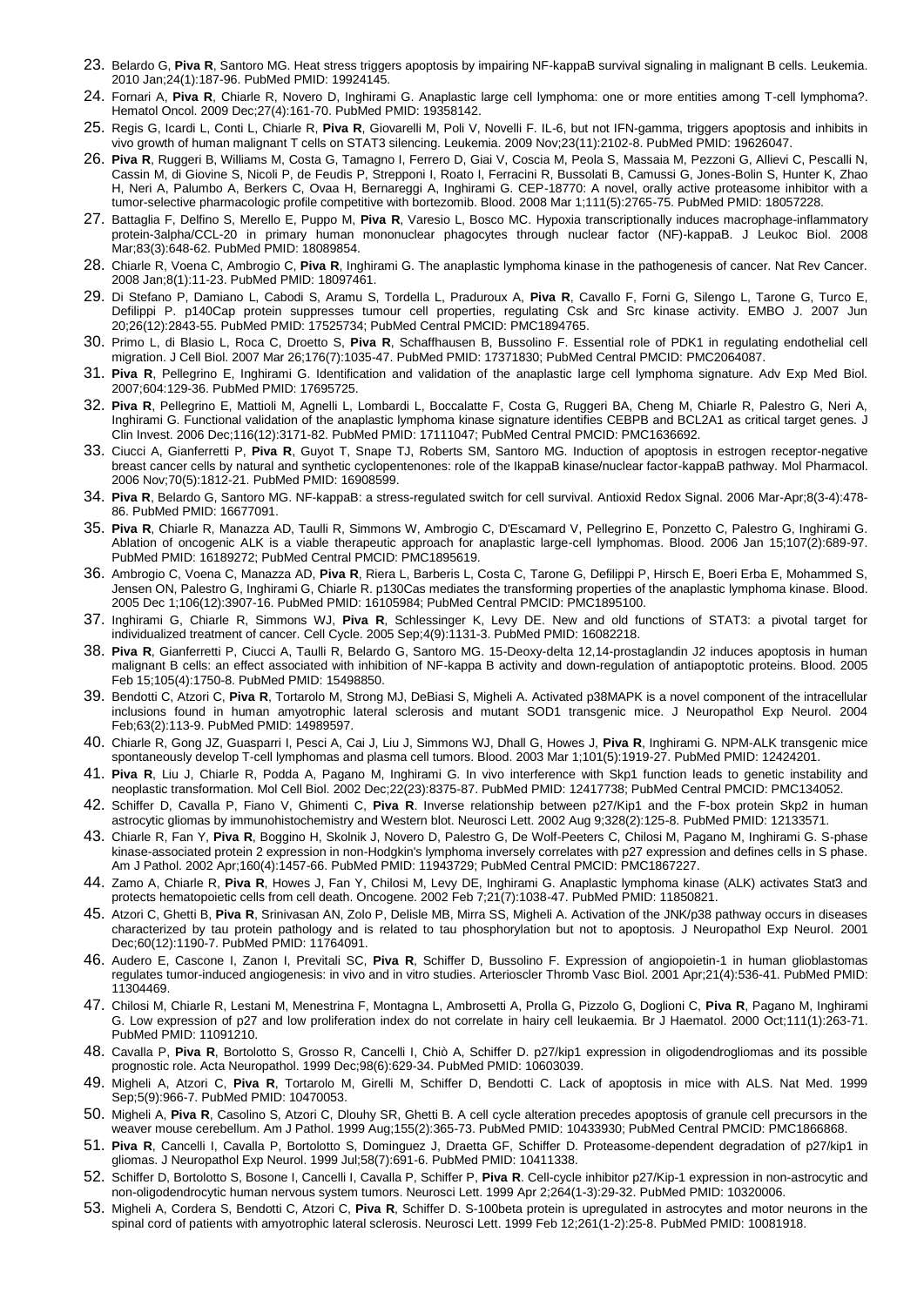23. Belardo G, **Piva R**, Santoro MG. Heat stress triggers apoptosis by impairing NF-kappaB survival signaling in malignant B cells. Leukemia. 2010 Jan;24(1):187-96. PubMed PMID: 19924145.
24. Fornari A, **Piva R**, Chiarle R, Novero D, Inghirami G. Anaplastic large cell lymphoma: one or more entities among T-cell lymphoma?. Hematol Oncol. 2009 Dec;27(4):161-70. PubMed PMID: 19358142.
25. Regis G, Icardi L, Conti L, Chiarle R, **Piva R**, Giovarelli M, Poli V, Novelli F. IL-6, but not IFN-gamma, triggers apoptosis and inhibits in vivo growth of human malignant T cells on STAT3 silencing. Leukemia. 2009 Nov;23(11):2102-8. PubMed PMID: 19626047.
26. **Piva R**, Ruggeri B, Williams M, Costa G, Tamagno I, Ferrero D, Giai V, Coscia M, Peola S, Massaia M, Pezzoni G, Allievi C, Pescalli N, Cassin M, di Giovine S, Nicoli P, de Feudis P, Strepponi I, Roato I, Ferracini R, Bussolati B, Camussi G, Jones-Bolin S, Hunter K, Zhao H, Neri A, Palumbo A, Berkers C, Ovaa H, Bernareggi A, Inghirami G. CEP-18770: A novel, orally active proteasome inhibitor with a tumor-selective pharmacologic profile competitive with bortezomib. Blood. 2008 Mar 1;111(5):2765-75. PubMed PMID: 18057228.
27. Battaglia F, Delfino S, Merello E, Puppo M, **Piva R**, Varesio L, Bosco MC. Hypoxia transcriptionally induces macrophage-inflammatory protein-3alpha/CCL-20 in primary human mononuclear phagocytes through nuclear factor (NF)-kappaB. J Leukoc Biol. 2008 Mar;83(3):648-62. PubMed PMID: 18089854.
28. Chiarle R, Voena C, Ambrogio C, **Piva R**, Inghirami G. The anaplastic lymphoma kinase in the pathogenesis of cancer. Nat Rev Cancer. 2008 Jan;8(1):11-23. PubMed PMID: 18097461.
29. Di Stefano P, Damiano L, Cabodi S, Aramu S, Tordella L, Praduroux A, **Piva R**, Cavallo F, Forni G, Silengo L, Tarone G, Turco E, Defilippi P. p140Cap protein suppresses tumour cell properties, regulating Csk and Src kinase activity. EMBO J. 2007 Jun 20;26(12):2843-55. PubMed PMID: 17525734; PubMed Central PMCID: PMC1894765.
30. Primo L, di Blasio L, Roca C, Droetto S, **Piva R**, Schaffhausen B, Bussolino F. Essential role of PDK1 in regulating endothelial cell migration. J Cell Biol. 2007 Mar 26;176(7):1035-47. PubMed PMID: 17371830; PubMed Central PMCID: PMC2064087.
31. **Piva R**, Pellegrino E, Inghirami G. Identification and validation of the anaplastic large cell lymphoma signature. Adv Exp Med Biol. 2007;604:129-36. PubMed PMID: 17695725.
32. **Piva R**, Pellegrino E, Mattioli M, Agnelli L, Lombardi L, Boccalatte F, Costa G, Ruggeri BA, Cheng M, Chiarle R, Palestro G, Neri A, Inghirami G. Functional validation of the anaplastic lymphoma kinase signature identifies CEBPB and BCL2A1 as critical target genes. J Clin Invest. 2006 Dec;116(12):3171-82. PubMed PMID: 17111047; PubMed Central PMCID: PMC1636692.
33. Ciucci A, Gianferretti P, **Piva R**, Guyot T, Snape TJ, Roberts SM, Santoro MG. Induction of apoptosis in estrogen receptor-negative breast cancer cells by natural and synthetic cyclopentenones: role of the IkappaB kinase/nuclear factor-kappaB pathway. Mol Pharmacol. 2006 Nov;70(5):1812-21. PubMed PMID: 16908599.
34. **Piva R**, Belardo G, Santoro MG. NF-kappaB: a stress-regulated switch for cell survival. Antioxid Redox Signal. 2006 Mar-Apr;8(3-4):478-86. PubMed PMID: 16677091.
35. **Piva R**, Chiarle R, Manazza AD, Taulli R, Simmons W, Ambrogio C, D'Escamard V, Pellegrino E, Ponzetto C, Palestro G, Inghirami G. Ablation of oncogenic ALK is a viable therapeutic approach for anaplastic large-cell lymphomas. Blood. 2006 Jan 15;107(2):689-97. PubMed PMID: 16189272; PubMed Central PMCID: PMC1895619.
36. Ambrogio C, Voena C, Manazza AD, **Piva R**, Riera L, Barberis L, Costa C, Tarone G, Defilippi P, Hirsch E, Boeri Erba E, Mohammed S, Jensen ON, Palestro G, Inghirami G, Chiarle R. p130Cas mediates the transforming properties of the anaplastic lymphoma kinase. Blood. 2005 Dec 1;106(12):3907-16. PubMed PMID: 16105984; PubMed Central PMCID: PMC1895100.
37. Inghirami G, Chiarle R, Simmons WJ, **Piva R**, Schlessinger K, Levy DE. New and old functions of STAT3: a pivotal target for individualized treatment of cancer. Cell Cycle. 2005 Sep;4(9):1131-3. PubMed PMID: 16082218.
38. **Piva R**, Gianferretti P, Ciucci A, Taulli R, Belardo G, Santoro MG. 15-Deoxy-delta 12,14-prostaglandin J2 induces apoptosis in human malignant B cells: an effect associated with inhibition of NF-kappa B activity and down-regulation of antiapoptotic proteins. Blood. 2005 Feb 15;105(4):1750-8. PubMed PMID: 15498850.
39. Bendotti C, Atzori C, **Piva R**, Tortarolo M, Strong MJ, DeBiasi S, Migheli A. Activated p38MAPK is a novel component of the intracellular inclusions found in human amyotrophic lateral sclerosis and mutant SOD1 transgenic mice. J Neuropathol Exp Neurol. 2004 Feb;63(2):113-9. PubMed PMID: 14989597.
40. Chiarle R, Gong JZ, Guasparri I, Pesci A, Cai J, Liu J, Simmons WJ, Dhall G, Howes J, **Piva R**, Inghirami G. NPM-ALK transgenic mice spontaneously develop T-cell lymphomas and plasma cell tumors. Blood. 2003 Mar 1;101(5):1919-27. PubMed PMID: 12424201.
41. **Piva R**, Liu J, Chiarle R, Podda A, Pagano M, Inghirami G. In vivo interference with Skp1 function leads to genetic instability and neoplastic transformation. Mol Cell Biol. 2002 Dec;22(23):8375-87. PubMed PMID: 12417738; PubMed Central PMCID: PMC134052.
42. Schiffer D, Cavalla P, Fiano V, Ghimenti C, **Piva R**. Inverse relationship between p27/Kip1 and the F-box protein Skp2 in human astrocytic gliomas by immunohistochemistry and Western blot. Neurosci Lett. 2002 Aug 9;328(2):125-8. PubMed PMID: 12133571.
43. Chiarle R, Fan Y, **Piva R**, Boggino H, Skolnik J, Novero D, Palestro G, De Wolf-Peeters C, Chilosi M, Pagano M, Inghirami G. S-phase kinase-associated protein 2 expression in non-Hodgkin's lymphoma inversely correlates with p27 expression and defines cells in S phase. Am J Pathol. 2002 Apr;160(4):1457-66. PubMed PMID: 11943729; PubMed Central PMCID: PMC1867227.
44. Zamo A, Chiarle R, **Piva R**, Howes J, Fan Y, Chilosi M, Levy DE, Inghirami G. Anaplastic lymphoma kinase (ALK) activates Stat3 and protects hematopoietic cells from cell death. Oncogene. 2002 Feb 7;21(7):1038-47. PubMed PMID: 11850821.
45. Atzori C, Ghetti B, **Piva R**, Srinivasan AN, Zolo P, Delisle MB, Mirra SS, Migheli A. Activation of the JNK/p38 pathway occurs in diseases characterized by tau protein pathology and is related to tau phosphorylation but not to apoptosis. J Neuropathol Exp Neurol. 2001 Dec;60(12):1190-7. PubMed PMID: 11764091.
46. Audero E, Cascone I, Zanon I, Previtali SC, **Piva R**, Schiffer D, Bussolino F. Expression of angiopoietin-1 in human glioblastomas regulates tumor-induced angiogenesis: in vivo and in vitro studies. Arterioscler Thromb Vasc Biol. 2001 Apr;21(4):536-41. PubMed PMID: 11304469.
47. Chilosi M, Chiarle R, Lestani M, Menestrina F, Montagna L, Ambrosetti A, Prolla G, Pizzolo G, Doglioni C, **Piva R**, Pagano M, Inghirami G. Low expression of p27 and low proliferation index do not correlate in hairy cell leukaemia. Br J Haematol. 2000 Oct;111(1):263-71. PubMed PMID: 11091210.
48. Cavalla P, **Piva R**, Bortolotto S, Grosso R, Cancelli I, Chiò A, Schiffer D. p27/kip1 expression in oligodendrogliomas and its possible prognostic role. Acta Neuropathol. 1999 Dec;98(6):629-34. PubMed PMID: 10603039.
49. Migheli A, Atzori C, **Piva R**, Tortarolo M, Girelli M, Schiffer D, Bendotti C. Lack of apoptosis in mice with ALS. Nat Med. 1999 Sep;5(9):966-7. PubMed PMID: 10470053.
50. Migheli A, **Piva R**, Casolino S, Atzori C, Dlouhy SR, Ghetti B. A cell cycle alteration precedes apoptosis of granule cell precursors in the weaver mouse cerebellum. Am J Pathol. 1999 Aug;155(2):365-73. PubMed PMID: 10433930; PubMed Central PMCID: PMC1866868.
51. **Piva R**, Cancelli I, Cavalla P, Bortolotto S, Dominguez J, Draetta GF, Schiffer D. Proteasome-dependent degradation of p27/kip1 in gliomas. J Neuropathol Exp Neurol. 1999 Jul;58(7):691-6. PubMed PMID: 10411338.
52. Schiffer D, Bortolotto S, Bosone I, Cancelli I, Cavalla P, Schiffer P, **Piva R**. Cell-cycle inhibitor p27/Kip-1 expression in non-astrocytic and non-oligodendrocytic human nervous system tumors. Neurosci Lett. 1999 Apr 2;264(1-3):29-32. PubMed PMID: 10320006.
53. Migheli A, Cordera S, Bendotti C, Atzori C, **Piva R**, Schiffer D. S-100beta protein is upregulated in astrocytes and motor neurons in the spinal cord of patients with amyotrophic lateral sclerosis. Neurosci Lett. 1999 Feb 12;261(1-2):25-8. PubMed PMID: 10081918.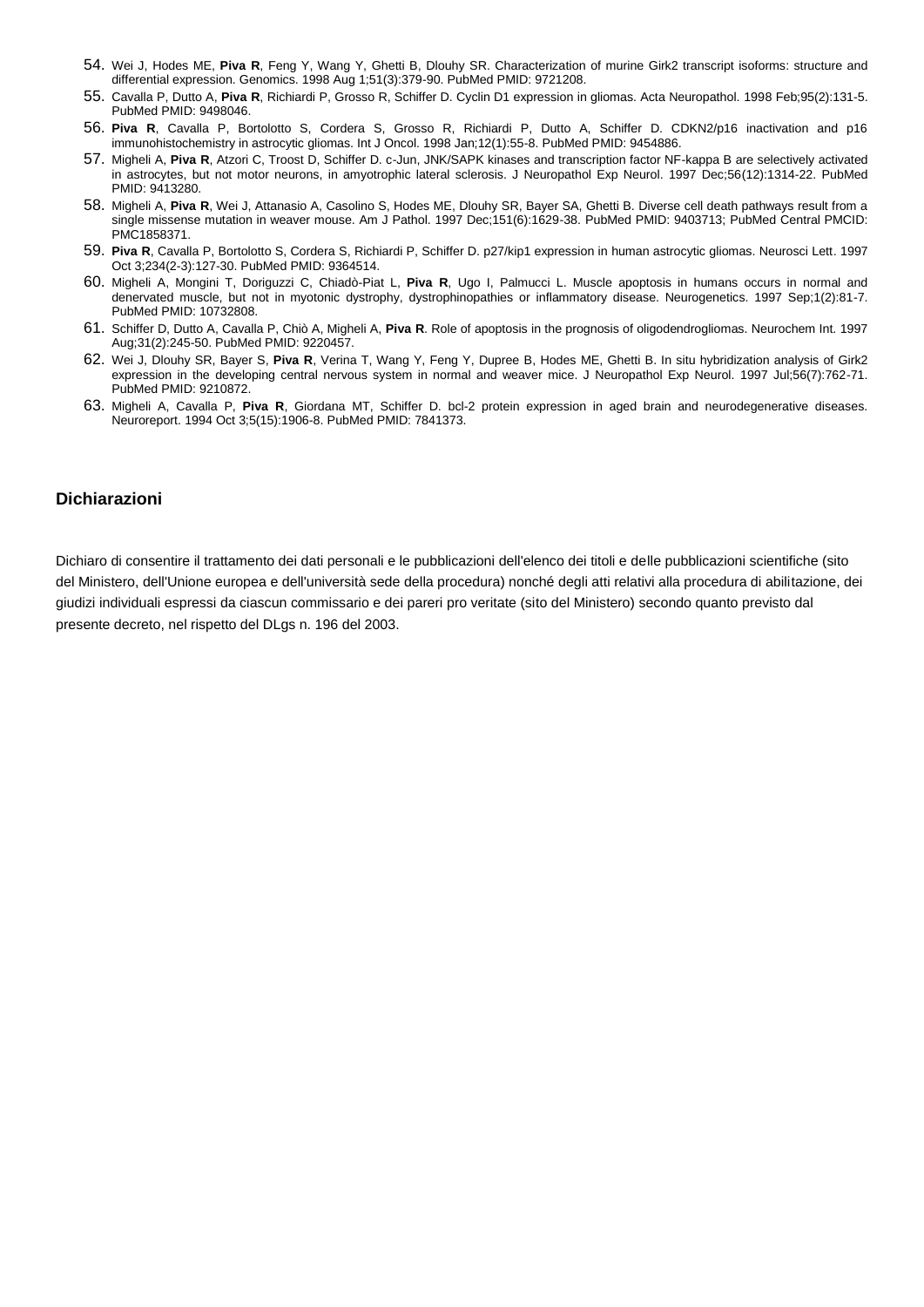54. Wei J, Hodes ME, **Piva R**, Feng Y, Wang Y, Ghetti B, Dlouhy SR. Characterization of murine Girk2 transcript isoforms: structure and differential expression. Genomics. 1998 Aug 1;51(3):379-90. PubMed PMID: 9721208.
55. Cavalla P, Dutto A, **Piva R**, Richiardi P, Grosso R, Schiffer D. Cyclin D1 expression in gliomas. Acta Neuropathol. 1998 Feb;95(2):131-5. PubMed PMID: 9498046.
56. **Piva R**, Cavalla P, Bortolotto S, Cordera S, Grosso R, Richiardi P, Dutto A, Schiffer D. CDKN2/p16 inactivation and p16 immunohistochemistry in astrocytic gliomas. Int J Oncol. 1998 Jan;12(1):55-8. PubMed PMID: 9454886.
57. Migheli A, **Piva R**, Atzori C, Troost D, Schiffer D. c-Jun, JNK/SAPK kinases and transcription factor NF-kappa B are selectively activated in astrocytes, but not motor neurons, in amyotrophic lateral sclerosis. J Neuropathol Exp Neurol. 1997 Dec;56(12):1314-22. PubMed PMID: 9413280.
58. Migheli A, **Piva R**, Wei J, Attanasio A, Casolino S, Hodes ME, Dlouhy SR, Bayer SA, Ghetti B. Diverse cell death pathways result from a single missense mutation in weaver mouse. Am J Pathol. 1997 Dec;151(6):1629-38. PubMed PMID: 9403713; PubMed Central PMCID: PMC1858371.
59. **Piva R**, Cavalla P, Bortolotto S, Cordera S, Richiardi P, Schiffer D. p27/kip1 expression in human astrocytic gliomas. Neurosci Lett. 1997 Oct 3;234(2-3):127-30. PubMed PMID: 9364514.
60. Migheli A, Mongini T, Doriguzzi C, Chiadò-Piat L, **Piva R**, Ugo I, Palmucci L. Muscle apoptosis in humans occurs in normal and denervated muscle, but not in myotonic dystrophy, dystrophinopathies or inflammatory disease. Neurogenetics. 1997 Sep;1(2):81-7. PubMed PMID: 10732808.
61. Schiffer D, Dutto A, Cavalla P, Chiò A, Migheli A, **Piva R**. Role of apoptosis in the prognosis of oligodendrogliomas. Neurochem Int. 1997 Aug;31(2):245-50. PubMed PMID: 9220457.
62. Wei J, Dlouhy SR, Bayer S, **Piva R**, Verina T, Wang Y, Feng Y, Dupree B, Hodes ME, Ghetti B. In situ hybridization analysis of Girk2 expression in the developing central nervous system in normal and weaver mice. J Neuropathol Exp Neurol. 1997 Jul;56(7):762-71. PubMed PMID: 9210872.
63. Migheli A, Cavalla P, **Piva R**, Giordana MT, Schiffer D. bcl-2 protein expression in aged brain and neurodegenerative diseases. Neuroreport. 1994 Oct 3;5(15):1906-8. PubMed PMID: 7841373.

### Dichiarazioni

Dichiaro di consentire il trattamento dei dati personali e le pubblicazioni dell'elenco dei titoli e delle pubblicazioni scientifiche (sito del Ministero, dell'Unione europea e dell'università sede della procedura) nonché degli atti relativi alla procedura di abilitazione, dei giudizi individuali espressi da ciascun commissario e dei pareri pro veritate (sito del Ministero) secondo quanto previsto dal presente decreto, nel rispetto del DLgs n. 196 del 2003.